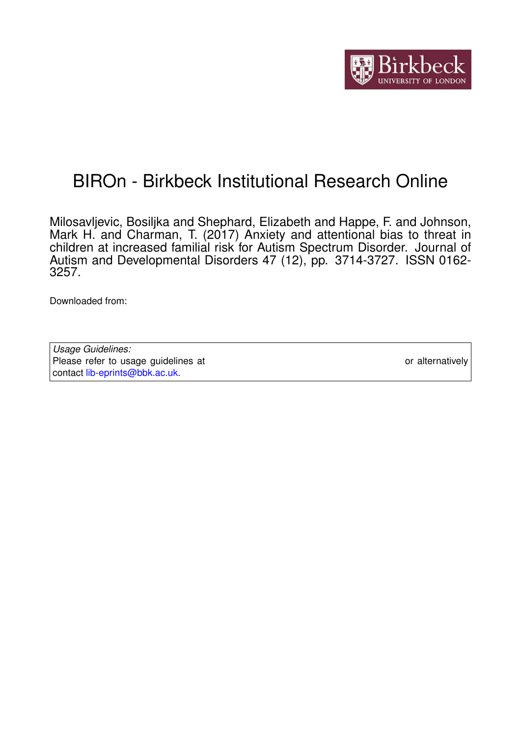# BIROn - Birkbeck Institutional Research Online

Milosavljevic, Bosiljka and Shephard, Elizabeth and Happe, F. and Johnson, Mark H. and Charman, T. (2017) Anxiety and attentional bias to threat in children at increased familial risk for Autism Spectrum Disorder. Journal of Autism and Developmental Disorders 47 (12), pp. 3714-3727. ISSN 0162-3257.

Downloaded from:

*Usage Guidelines:*
Please refer to usage guidelines at or alternatively contact lib-eprints@bbk.ac.uk.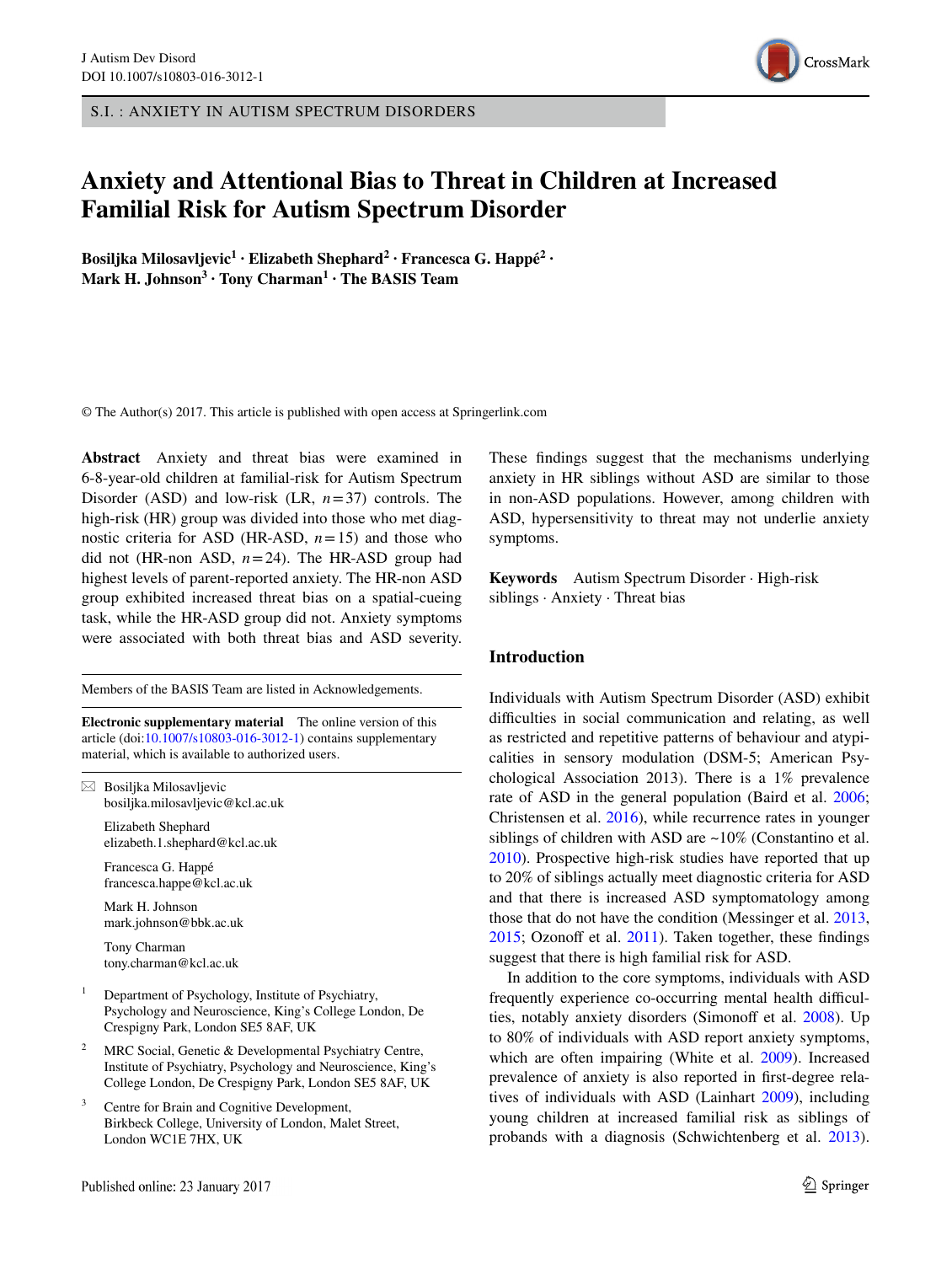# Anxiety and Attentional Bias to Threat in Children at Increased Familial Risk for Autism Spectrum Disorder

**Bosiljka Milosavljevic[1] · Elizabeth Shephard[2] · Francesca G. Happé[2] · Mark H. Johnson[3] · Tony Charman[1] · The BASIS Team**

© The Author(s) 2017. This article is published with open access at Springerlink.com

**Abstract** Anxiety and threat bias were examined in 6-8-year-old children at familial-risk for Autism Spectrum Disorder (ASD) and low-risk (LR, $n=37$) controls. The high-risk (HR) group was divided into those who met diagnostic criteria for ASD (HR-ASD, $n=15$) and those who did not (HR-non ASD, $n=24$). The HR-ASD group had highest levels of parent-reported anxiety. The HR-non ASD group exhibited increased threat bias on a spatial-cueing task, while the HR-ASD group did not. Anxiety symptoms were associated with both threat bias and ASD severity. These findings suggest that the mechanisms underlying anxiety in HR siblings without ASD are similar to those in non-ASD populations. However, among children with ASD, hypersensitivity to threat may not underlie anxiety symptoms.

**Keywords** Autism Spectrum Disorder · High-risk siblings · Anxiety · Threat bias

Members of the BASIS Team are listed in Acknowledgements.

**Electronic supplementary material** The online version of this article (doi:10.1007/s10803-016-3012-1) contains supplementary material, which is available to authorized users.

✉ Bosiljka Milosavljevic
bosiljka.milosavljevic@kcl.ac.uk

Elizabeth Shephard
elizabeth.1.shephard@kcl.ac.uk

Francesca G. Happé
francesca.happe@kcl.ac.uk

Mark H. Johnson
mark.johnson@bbk.ac.uk

Tony Charman
tony.charman@kcl.ac.uk

[1] Department of Psychology, Institute of Psychiatry, Psychology and Neuroscience, King's College London, De Crespigny Park, London SE5 8AF, UK

[2] MRC Social, Genetic & Developmental Psychiatry Centre, Institute of Psychiatry, Psychology and Neuroscience, King's College London, De Crespigny Park, London SE5 8AF, UK

[3] Centre for Brain and Cognitive Development, Birkbeck College, University of London, Malet Street, London WC1E 7HX, UK

Published online: 23 January 2017

## Introduction

Individuals with Autism Spectrum Disorder (ASD) exhibit difficulties in social communication and relating, as well as restricted and repetitive patterns of behaviour and atypicalities in sensory modulation (DSM-5; American Psychological Association 2013). There is a 1% prevalence rate of ASD in the general population (Baird et al. 2006; Christensen et al. 2016), while recurrence rates in younger siblings of children with ASD are ~10% (Constantino et al. 2010). Prospective high-risk studies have reported that up to 20% of siblings actually meet diagnostic criteria for ASD and that there is increased ASD symptomatology among those that do not have the condition (Messinger et al. 2013, 2015; Ozonoff et al. 2011). Taken together, these findings suggest that there is high familial risk for ASD.

In addition to the core symptoms, individuals with ASD frequently experience co-occurring mental health difficulties, notably anxiety disorders (Simonoff et al. 2008). Up to 80% of individuals with ASD report anxiety symptoms, which are often impairing (White et al. 2009). Increased prevalence of anxiety is also reported in first-degree relatives of individuals with ASD (Lainhart 2009), including young children at increased familial risk as siblings of probands with a diagnosis (Schwichtenberg et al. 2013).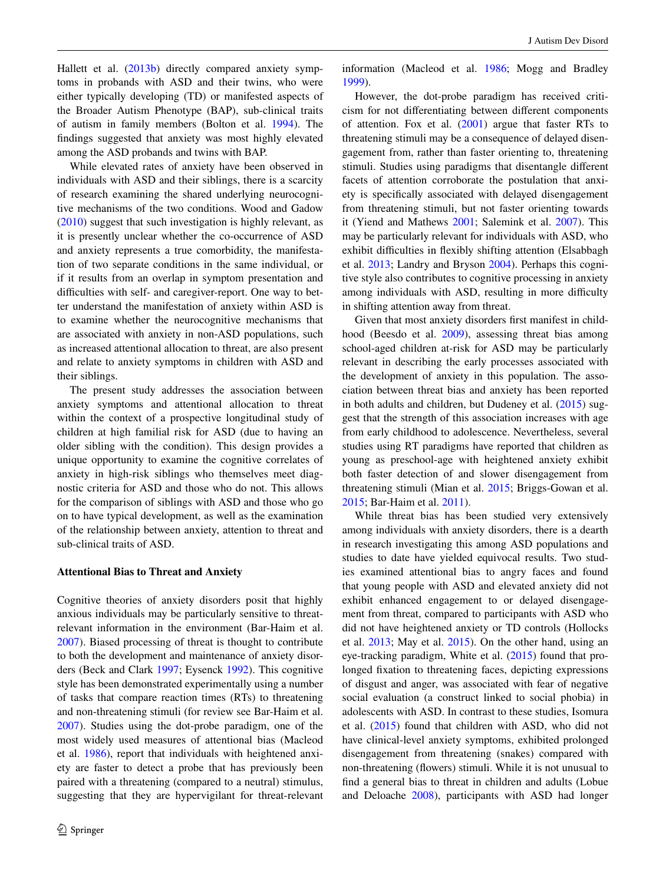Hallett et al. (2013b) directly compared anxiety symptoms in probands with ASD and their twins, who were either typically developing (TD) or manifested aspects of the Broader Autism Phenotype (BAP), sub-clinical traits of autism in family members (Bolton et al. 1994). The findings suggested that anxiety was most highly elevated among the ASD probands and twins with BAP.

While elevated rates of anxiety have been observed in individuals with ASD and their siblings, there is a scarcity of research examining the shared underlying neurocognitive mechanisms of the two conditions. Wood and Gadow (2010) suggest that such investigation is highly relevant, as it is presently unclear whether the co-occurrence of ASD and anxiety represents a true comorbidity, the manifestation of two separate conditions in the same individual, or if it results from an overlap in symptom presentation and difficulties with self- and caregiver-report. One way to better understand the manifestation of anxiety within ASD is to examine whether the neurocognitive mechanisms that are associated with anxiety in non-ASD populations, such as increased attentional allocation to threat, are also present and relate to anxiety symptoms in children with ASD and their siblings.

The present study addresses the association between anxiety symptoms and attentional allocation to threat within the context of a prospective longitudinal study of children at high familial risk for ASD (due to having an older sibling with the condition). This design provides a unique opportunity to examine the cognitive correlates of anxiety in high-risk siblings who themselves meet diagnostic criteria for ASD and those who do not. This allows for the comparison of siblings with ASD and those who go on to have typical development, as well as the examination of the relationship between anxiety, attention to threat and sub-clinical traits of ASD.

### Attentional Bias to Threat and Anxiety

Cognitive theories of anxiety disorders posit that highly anxious individuals may be particularly sensitive to threat-relevant information in the environment (Bar-Haim et al. 2007). Biased processing of threat is thought to contribute to both the development and maintenance of anxiety disorders (Beck and Clark 1997; Eysenck 1992). This cognitive style has been demonstrated experimentally using a number of tasks that compare reaction times (RTs) to threatening and non-threatening stimuli (for review see Bar-Haim et al. 2007). Studies using the dot-probe paradigm, one of the most widely used measures of attentional bias (Macleod et al. 1986), report that individuals with heightened anxiety are faster to detect a probe that has previously been paired with a threatening (compared to a neutral) stimulus, suggesting that they are hypervigilant for threat-relevant information (Macleod et al. 1986; Mogg and Bradley 1999).

However, the dot-probe paradigm has received criticism for not differentiating between different components of attention. Fox et al. (2001) argue that faster RTs to threatening stimuli may be a consequence of delayed disengagement from, rather than faster orienting to, threatening stimuli. Studies using paradigms that disentangle different facets of attention corroborate the postulation that anxiety is specifically associated with delayed disengagement from threatening stimuli, but not faster orienting towards it (Yiend and Mathews 2001; Salemink et al. 2007). This may be particularly relevant for individuals with ASD, who exhibit difficulties in flexibly shifting attention (Elsabbagh et al. 2013; Landry and Bryson 2004). Perhaps this cognitive style also contributes to cognitive processing in anxiety among individuals with ASD, resulting in more difficulty in shifting attention away from threat.

Given that most anxiety disorders first manifest in childhood (Beesdo et al. 2009), assessing threat bias among school-aged children at-risk for ASD may be particularly relevant in describing the early processes associated with the development of anxiety in this population. The association between threat bias and anxiety has been reported in both adults and children, but Dudeney et al. (2015) suggest that the strength of this association increases with age from early childhood to adolescence. Nevertheless, several studies using RT paradigms have reported that children as young as preschool-age with heightened anxiety exhibit both faster detection of and slower disengagement from threatening stimuli (Mian et al. 2015; Briggs-Gowan et al. 2015; Bar-Haim et al. 2011).

While threat bias has been studied very extensively among individuals with anxiety disorders, there is a dearth in research investigating this among ASD populations and studies to date have yielded equivocal results. Two studies examined attentional bias to angry faces and found that young people with ASD and elevated anxiety did not exhibit enhanced engagement to or delayed disengagement from threat, compared to participants with ASD who did not have heightened anxiety or TD controls (Hollocks et al. 2013; May et al. 2015). On the other hand, using an eye-tracking paradigm, White et al. (2015) found that prolonged fixation to threatening faces, depicting expressions of disgust and anger, was associated with fear of negative social evaluation (a construct linked to social phobia) in adolescents with ASD. In contrast to these studies, Isomura et al. (2015) found that children with ASD, who did not have clinical-level anxiety symptoms, exhibited prolonged disengagement from threatening (snakes) compared with non-threatening (flowers) stimuli. While it is not unusual to find a general bias to threat in children and adults (Lobue and Deloache 2008), participants with ASD had longer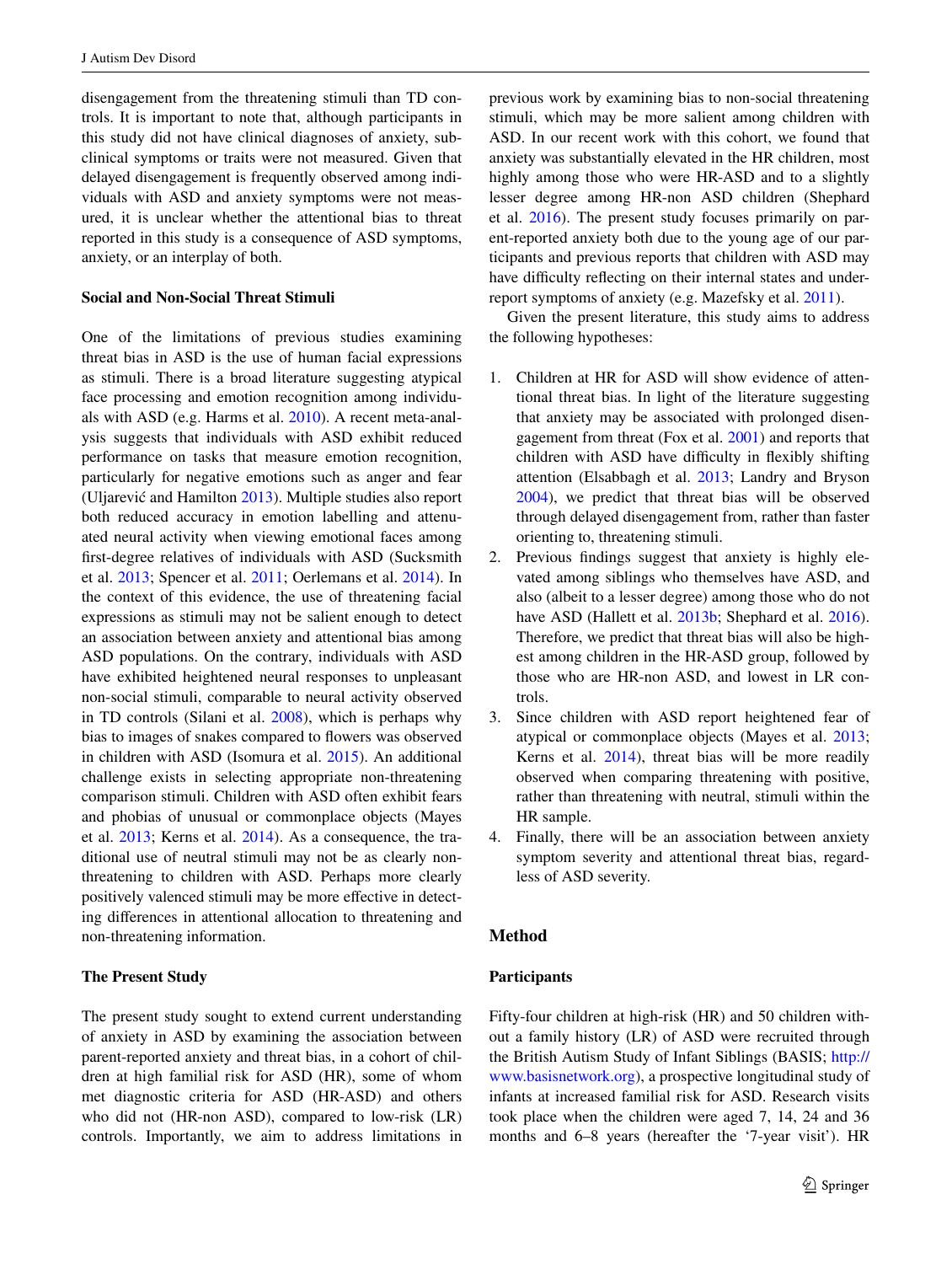disengagement from the threatening stimuli than TD controls. It is important to note that, although participants in this study did not have clinical diagnoses of anxiety, subclinical symptoms or traits were not measured. Given that delayed disengagement is frequently observed among individuals with ASD and anxiety symptoms were not measured, it is unclear whether the attentional bias to threat reported in this study is a consequence of ASD symptoms, anxiety, or an interplay of both.

### Social and Non-Social Threat Stimuli

One of the limitations of previous studies examining threat bias in ASD is the use of human facial expressions as stimuli. There is a broad literature suggesting atypical face processing and emotion recognition among individuals with ASD (e.g. Harms et al. 2010). A recent meta-analysis suggests that individuals with ASD exhibit reduced performance on tasks that measure emotion recognition, particularly for negative emotions such as anger and fear (Uljarević and Hamilton 2013). Multiple studies also report both reduced accuracy in emotion labelling and attenuated neural activity when viewing emotional faces among first-degree relatives of individuals with ASD (Sucksmith et al. 2013; Spencer et al. 2011; Oerlemans et al. 2014). In the context of this evidence, the use of threatening facial expressions as stimuli may not be salient enough to detect an association between anxiety and attentional bias among ASD populations. On the contrary, individuals with ASD have exhibited heightened neural responses to unpleasant non-social stimuli, comparable to neural activity observed in TD controls (Silani et al. 2008), which is perhaps why bias to images of snakes compared to flowers was observed in children with ASD (Isomura et al. 2015). An additional challenge exists in selecting appropriate non-threatening comparison stimuli. Children with ASD often exhibit fears and phobias of unusual or commonplace objects (Mayes et al. 2013; Kerns et al. 2014). As a consequence, the traditional use of neutral stimuli may not be as clearly non-threatening to children with ASD. Perhaps more clearly positively valenced stimuli may be more effective in detecting differences in attentional allocation to threatening and non-threatening information.

### The Present Study

The present study sought to extend current understanding of anxiety in ASD by examining the association between parent-reported anxiety and threat bias, in a cohort of children at high familial risk for ASD (HR), some of whom met diagnostic criteria for ASD (HR-ASD) and others who did not (HR-non ASD), compared to low-risk (LR) controls. Importantly, we aim to address limitations in previous work by examining bias to non-social threatening stimuli, which may be more salient among children with ASD. In our recent work with this cohort, we found that anxiety was substantially elevated in the HR children, most highly among those who were HR-ASD and to a slightly lesser degree among HR-non ASD children (Shephard et al. 2016). The present study focuses primarily on parent-reported anxiety both due to the young age of our participants and previous reports that children with ASD may have difficulty reflecting on their internal states and under-report symptoms of anxiety (e.g. Mazefsky et al. 2011).

Given the present literature, this study aims to address the following hypotheses:

1. Children at HR for ASD will show evidence of attentional threat bias. In light of the literature suggesting that anxiety may be associated with prolonged disengagement from threat (Fox et al. 2001) and reports that children with ASD have difficulty in flexibly shifting attention (Elsabbagh et al. 2013; Landry and Bryson 2004), we predict that threat bias will be observed through delayed disengagement from, rather than faster orienting to, threatening stimuli.
2. Previous findings suggest that anxiety is highly elevated among siblings who themselves have ASD, and also (albeit to a lesser degree) among those who do not have ASD (Hallett et al. 2013b; Shephard et al. 2016). Therefore, we predict that threat bias will also be highest among children in the HR-ASD group, followed by those who are HR-non ASD, and lowest in LR controls.
3. Since children with ASD report heightened fear of atypical or commonplace objects (Mayes et al. 2013; Kerns et al. 2014), threat bias will be more readily observed when comparing threatening with positive, rather than threatening with neutral, stimuli within the HR sample.
4. Finally, there will be an association between anxiety symptom severity and attentional threat bias, regardless of ASD severity.

## Method

### Participants

Fifty-four children at high-risk (HR) and 50 children without a family history (LR) of ASD were recruited through the British Autism Study of Infant Siblings (BASIS; http://www.basisnetwork.org), a prospective longitudinal study of infants at increased familial risk for ASD. Research visits took place when the children were aged 7, 14, 24 and 36 months and 6–8 years (hereafter the '7-year visit'). HR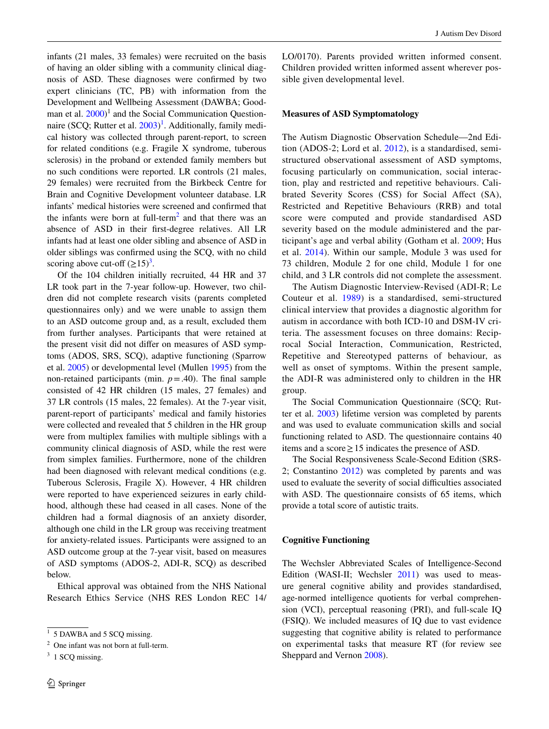infants (21 males, 33 females) were recruited on the basis of having an older sibling with a community clinical diagnosis of ASD. These diagnoses were confirmed by two expert clinicians (TC, PB) with information from the Development and Wellbeing Assessment (DAWBA; Goodman et al. 2000)[1] and the Social Communication Questionnaire (SCQ; Rutter et al. 2003)[1]. Additionally, family medical history was collected through parent-report, to screen for related conditions (e.g. Fragile X syndrome, tuberous sclerosis) in the proband or extended family members but no such conditions were reported. LR controls (21 males, 29 females) were recruited from the Birkbeck Centre for Brain and Cognitive Development volunteer database. LR infants' medical histories were screened and confirmed that the infants were born at full-term[2] and that there was an absence of ASD in their first-degree relatives. All LR infants had at least one older sibling and absence of ASD in older siblings was confirmed using the SCQ, with no child scoring above cut-off (≥15)[3].

Of the 104 children initially recruited, 44 HR and 37 LR took part in the 7-year follow-up. However, two children did not complete research visits (parents completed questionnaires only) and we were unable to assign them to an ASD outcome group and, as a result, excluded them from further analyses. Participants that were retained at the present visit did not differ on measures of ASD symptoms (ADOS, SRS, SCQ), adaptive functioning (Sparrow et al. 2005) or developmental level (Mullen 1995) from the non-retained participants (min. $p = .40$). The final sample consisted of 42 HR children (15 males, 27 females) and 37 LR controls (15 males, 22 females). At the 7-year visit, parent-report of participants' medical and family histories were collected and revealed that 5 children in the HR group were from multiplex families with multiple siblings with a community clinical diagnosis of ASD, while the rest were from simplex families. Furthermore, none of the children had been diagnosed with relevant medical conditions (e.g. Tuberous Sclerosis, Fragile X). However, 4 HR children were reported to have experienced seizures in early childhood, although these had ceased in all cases. None of the children had a formal diagnosis of an anxiety disorder, although one child in the LR group was receiving treatment for anxiety-related issues. Participants were assigned to an ASD outcome group at the 7-year visit, based on measures of ASD symptoms (ADOS-2, ADI-R, SCQ) as described below.

Ethical approval was obtained from the NHS National Research Ethics Service (NHS RES London REC 14/LO/0170). Parents provided written informed consent. Children provided written informed assent wherever possible given developmental level.

[1] 5 DAWBA and 5 SCQ missing.

[2] One infant was not born at full-term.

[3] 1 SCQ missing.

### Measures of ASD Symptomatology

The Autism Diagnostic Observation Schedule—2nd Edition (ADOS-2; Lord et al. 2012), is a standardised, semi-structured observational assessment of ASD symptoms, focusing particularly on communication, social interaction, play and restricted and repetitive behaviours. Calibrated Severity Scores (CSS) for Social Affect (SA), Restricted and Repetitive Behaviours (RRB) and total score were computed and provide standardised ASD severity based on the module administered and the participant's age and verbal ability (Gotham et al. 2009; Hus et al. 2014). Within our sample, Module 3 was used for 73 children, Module 2 for one child, Module 1 for one child, and 3 LR controls did not complete the assessment.

The Autism Diagnostic Interview-Revised (ADI-R; Le Couteur et al. 1989) is a standardised, semi-structured clinical interview that provides a diagnostic algorithm for autism in accordance with both ICD-10 and DSM-IV criteria. The assessment focuses on three domains: Reciprocal Social Interaction, Communication, Restricted, Repetitive and Stereotyped patterns of behaviour, as well as onset of symptoms. Within the present sample, the ADI-R was administered only to children in the HR group.

The Social Communication Questionnaire (SCQ; Rutter et al. 2003) lifetime version was completed by parents and was used to evaluate communication skills and social functioning related to ASD. The questionnaire contains 40 items and a score ≥ 15 indicates the presence of ASD.

The Social Responsiveness Scale-Second Edition (SRS-2; Constantino 2012) was completed by parents and was used to evaluate the severity of social difficulties associated with ASD. The questionnaire consists of 65 items, which provide a total score of autistic traits.

### Cognitive Functioning

The Wechsler Abbreviated Scales of Intelligence-Second Edition (WASI-II; Wechsler 2011) was used to measure general cognitive ability and provides standardised, age-normed intelligence quotients for verbal comprehension (VCI), perceptual reasoning (PRI), and full-scale IQ (FSIQ). We included measures of IQ due to vast evidence suggesting that cognitive ability is related to performance on experimental tasks that measure RT (for review see Sheppard and Vernon 2008).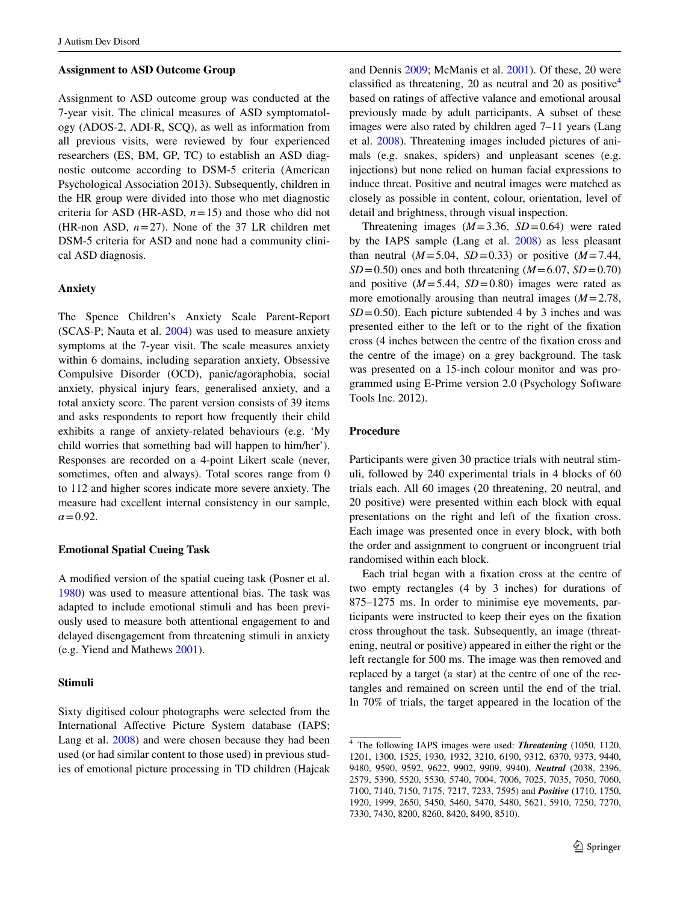### Assignment to ASD Outcome Group

Assignment to ASD outcome group was conducted at the 7-year visit. The clinical measures of ASD symptomatology (ADOS-2, ADI-R, SCQ), as well as information from all previous visits, were reviewed by four experienced researchers (ES, BM, GP, TC) to establish an ASD diagnostic outcome according to DSM-5 criteria (American Psychological Association 2013). Subsequently, children in the HR group were divided into those who met diagnostic criteria for ASD (HR-ASD, $n=15$) and those who did not (HR-non ASD, $n=27$). None of the 37 LR children met DSM-5 criteria for ASD and none had a community clinical ASD diagnosis.

### Anxiety

The Spence Children's Anxiety Scale Parent-Report (SCAS-P; Nauta et al. 2004) was used to measure anxiety symptoms at the 7-year visit. The scale measures anxiety within 6 domains, including separation anxiety, Obsessive Compulsive Disorder (OCD), panic/agoraphobia, social anxiety, physical injury fears, generalised anxiety, and a total anxiety score. The parent version consists of 39 items and asks respondents to report how frequently their child exhibits a range of anxiety-related behaviours (e.g. 'My child worries that something bad will happen to him/her'). Responses are recorded on a 4-point Likert scale (never, sometimes, often and always). Total scores range from 0 to 112 and higher scores indicate more severe anxiety. The measure had excellent internal consistency in our sample, $\alpha=0.92$.

### Emotional Spatial Cueing Task

A modified version of the spatial cueing task (Posner et al. 1980) was used to measure attentional bias. The task was adapted to include emotional stimuli and has been previously used to measure both attentional engagement to and delayed disengagement from threatening stimuli in anxiety (e.g. Yiend and Mathews 2001).

### Stimuli

Sixty digitised colour photographs were selected from the International Affective Picture System database (IAPS; Lang et al. 2008) and were chosen because they had been used (or had similar content to those used) in previous studies of emotional picture processing in TD children (Hajcak and Dennis 2009; McManis et al. 2001). Of these, 20 were classified as threatening, 20 as neutral and 20 as positive[4] based on ratings of affective valance and emotional arousal previously made by adult participants. A subset of these images were also rated by children aged 7–11 years (Lang et al. 2008). Threatening images included pictures of animals (e.g. snakes, spiders) and unpleasant scenes (e.g. injections) but none relied on human facial expressions to induce threat. Positive and neutral images were matched as closely as possible in content, colour, orientation, level of detail and brightness, through visual inspection.

Threatening images ($M=3.36$, $SD=0.64$) were rated by the IAPS sample (Lang et al. 2008) as less pleasant than neutral ($M=5.04$, $SD=0.33$) or positive ($M=7.44$, $SD=0.50$) ones and both threatening ($M=6.07$, $SD=0.70$) and positive ($M=5.44$, $SD=0.80$) images were rated as more emotionally arousing than neutral images ($M=2.78$, $SD=0.50$). Each picture subtended 4 by 3 inches and was presented either to the left or to the right of the fixation cross (4 inches between the centre of the fixation cross and the centre of the image) on a grey background. The task was presented on a 15-inch colour monitor and was programmed using E-Prime version 2.0 (Psychology Software Tools Inc. 2012).

### Procedure

Participants were given 30 practice trials with neutral stimuli, followed by 240 experimental trials in 4 blocks of 60 trials each. All 60 images (20 threatening, 20 neutral, and 20 positive) were presented within each block with equal presentations on the right and left of the fixation cross. Each image was presented once in every block, with both the order and assignment to congruent or incongruent trial randomised within each block.

Each trial began with a fixation cross at the centre of two empty rectangles (4 by 3 inches) for durations of 875–1275 ms. In order to minimise eye movements, participants were instructed to keep their eyes on the fixation cross throughout the task. Subsequently, an image (threatening, neutral or positive) appeared in either the right or the left rectangle for 500 ms. The image was then removed and replaced by a target (a star) at the centre of one of the rectangles and remained on screen until the end of the trial. In 70% of trials, the target appeared in the location of the

---

[4] The following IAPS images were used: ***Threatening*** (1050, 1120, 1201, 1300, 1525, 1930, 1932, 3210, 6190, 9312, 6370, 9373, 9440, 9480, 9590, 9592, 9622, 9902, 9909, 9940), ***Neutral*** (2038, 2396, 2579, 5390, 5520, 5530, 5740, 7004, 7006, 7025, 7035, 7050, 7060, 7100, 7140, 7150, 7175, 7217, 7233, 7595) and ***Positive*** (1710, 1750, 1920, 1999, 2650, 5450, 5460, 5470, 5480, 5621, 5910, 7250, 7270, 7330, 7430, 8200, 8260, 8420, 8490, 8510).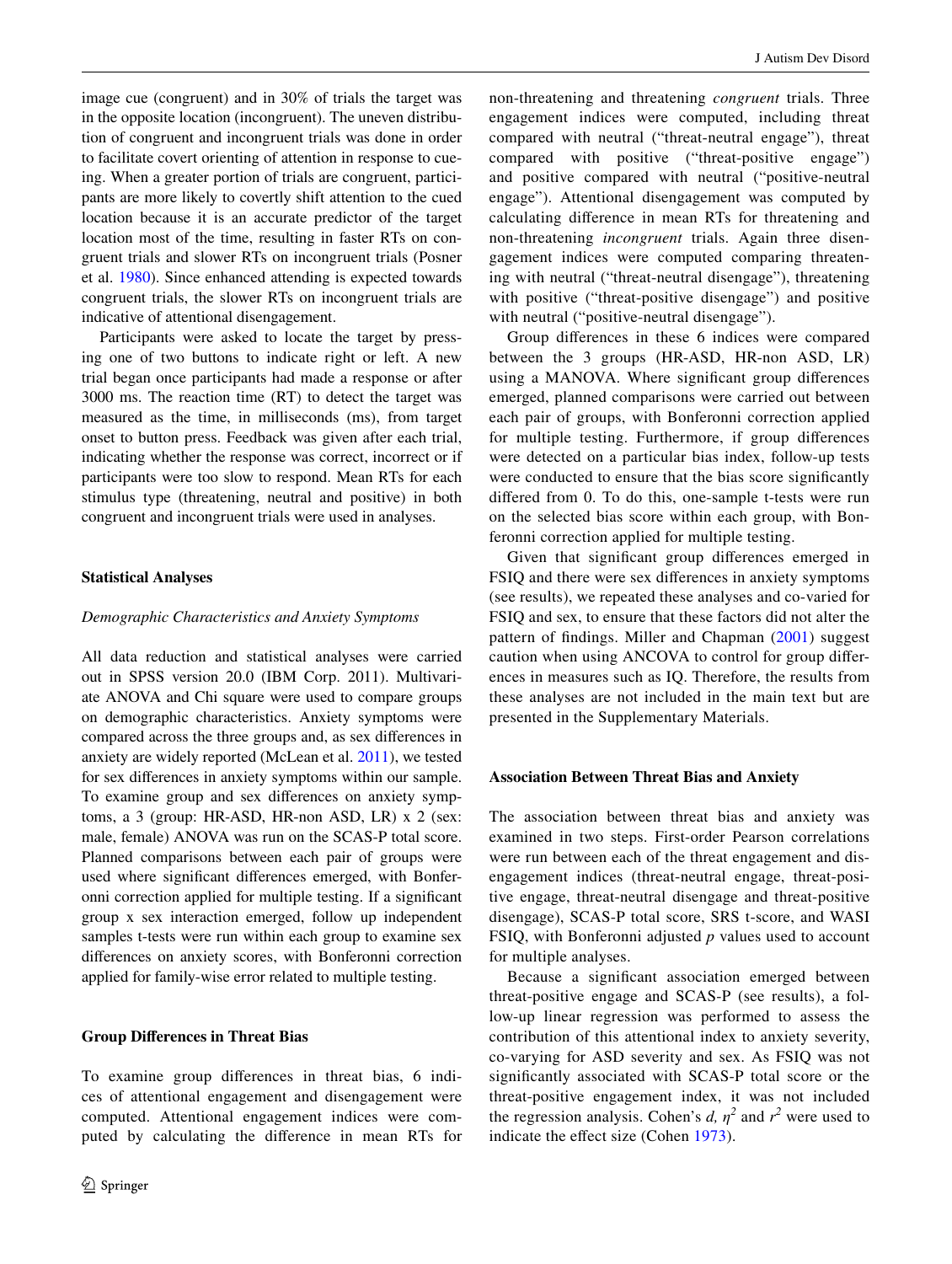image cue (congruent) and in 30% of trials the target was in the opposite location (incongruent). The uneven distribution of congruent and incongruent trials was done in order to facilitate covert orienting of attention in response to cueing. When a greater portion of trials are congruent, participants are more likely to covertly shift attention to the cued location because it is an accurate predictor of the target location most of the time, resulting in faster RTs on congruent trials and slower RTs on incongruent trials (Posner et al. 1980). Since enhanced attending is expected towards congruent trials, the slower RTs on incongruent trials are indicative of attentional disengagement.

Participants were asked to locate the target by pressing one of two buttons to indicate right or left. A new trial began once participants had made a response or after 3000 ms. The reaction time (RT) to detect the target was measured as the time, in milliseconds (ms), from target onset to button press. Feedback was given after each trial, indicating whether the response was correct, incorrect or if participants were too slow to respond. Mean RTs for each stimulus type (threatening, neutral and positive) in both congruent and incongruent trials were used in analyses.

### Statistical Analyses

#### *Demographic Characteristics and Anxiety Symptoms*

All data reduction and statistical analyses were carried out in SPSS version 20.0 (IBM Corp. 2011). Multivariate ANOVA and Chi square were used to compare groups on demographic characteristics. Anxiety symptoms were compared across the three groups and, as sex differences in anxiety are widely reported (McLean et al. 2011), we tested for sex differences in anxiety symptoms within our sample. To examine group and sex differences on anxiety symptoms, a 3 (group: HR-ASD, HR-non ASD, LR) x 2 (sex: male, female) ANOVA was run on the SCAS-P total score. Planned comparisons between each pair of groups were used where significant differences emerged, with Bonferonni correction applied for multiple testing. If a significant group x sex interaction emerged, follow up independent samples t-tests were run within each group to examine sex differences on anxiety scores, with Bonferonni correction applied for family-wise error related to multiple testing.

### Group Differences in Threat Bias

To examine group differences in threat bias, 6 indices of attentional engagement and disengagement were computed. Attentional engagement indices were computed by calculating the difference in mean RTs for non-threatening and threatening *congruent* trials. Three engagement indices were computed, including threat compared with neutral ("threat-neutral engage"), threat compared with positive ("threat-positive engage") and positive compared with neutral ("positive-neutral engage"). Attentional disengagement was computed by calculating difference in mean RTs for threatening and non-threatening *incongruent* trials. Again three disengagement indices were computed comparing threatening with neutral ("threat-neutral disengage"), threatening with positive ("threat-positive disengage") and positive with neutral ("positive-neutral disengage").

Group differences in these 6 indices were compared between the 3 groups (HR-ASD, HR-non ASD, LR) using a MANOVA. Where significant group differences emerged, planned comparisons were carried out between each pair of groups, with Bonferonni correction applied for multiple testing. Furthermore, if group differences were detected on a particular bias index, follow-up tests were conducted to ensure that the bias score significantly differed from 0. To do this, one-sample t-tests were run on the selected bias score within each group, with Bonferonni correction applied for multiple testing.

Given that significant group differences emerged in FSIQ and there were sex differences in anxiety symptoms (see results), we repeated these analyses and co-varied for FSIQ and sex, to ensure that these factors did not alter the pattern of findings. Miller and Chapman (2001) suggest caution when using ANCOVA to control for group differences in measures such as IQ. Therefore, the results from these analyses are not included in the main text but are presented in the Supplementary Materials.

### Association Between Threat Bias and Anxiety

The association between threat bias and anxiety was examined in two steps. First-order Pearson correlations were run between each of the threat engagement and disengagement indices (threat-neutral engage, threat-positive engage, threat-neutral disengage and threat-positive disengage), SCAS-P total score, SRS t-score, and WASI FSIQ, with Bonferonni adjusted *p* values used to account for multiple analyses.

Because a significant association emerged between threat-positive engage and SCAS-P (see results), a follow-up linear regression was performed to assess the contribution of this attentional index to anxiety severity, co-varying for ASD severity and sex. As FSIQ was not significantly associated with SCAS-P total score or the threat-positive engagement index, it was not included the regression analysis. Cohen's $d$, $\eta^2$ and $r^2$ were used to indicate the effect size (Cohen 1973).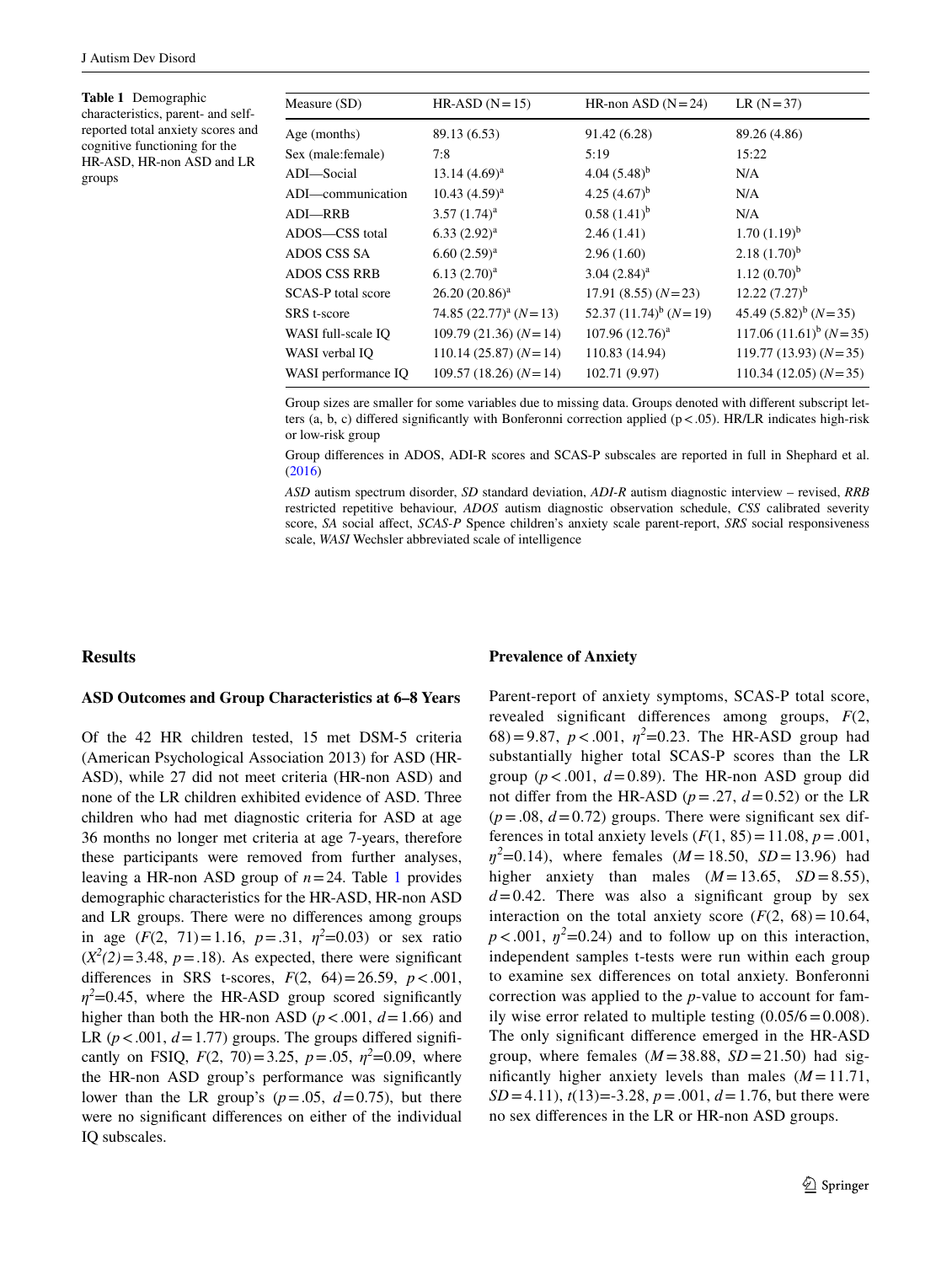**Table 1** Demographic characteristics, parent- and self-reported total anxiety scores and cognitive functioning for the HR-ASD, HR-non ASD and LR groups

| Measure (SD) | HR-ASD (N = 15) | HR-non ASD (N = 24) | LR (N = 37) |
|---|---|---|---|
| Age (months) | 89.13 (6.53) | 91.42 (6.28) | 89.26 (4.86) |
| Sex (male:female) | 7:8 | 5:19 | 15:22 |
| ADI—Social | 13.14 (4.69)[a] | 4.04 (5.48)[b] | N/A |
| ADI—communication | 10.43 (4.59)[a] | 4.25 (4.67)[b] | N/A |
| ADI—RRB | 3.57 (1.74)[a] | 0.58 (1.41)[b] | N/A |
| ADOS—CSS total | 6.33 (2.92)[a] | 2.46 (1.41) | 1.70 (1.19)[b] |
| ADOS CSS SA | 6.60 (2.59)[a] | 2.96 (1.60) | 2.18 (1.70)[b] |
| ADOS CSS RRB | 6.13 (2.70)[a] | 3.04 (2.84)[a] | 1.12 (0.70)[b] |
| SCAS-P total score | 26.20 (20.86)[a] | 17.91 (8.55) (N = 23) | 12.22 (7.27)[b] |
| SRS t-score | 74.85 (22.77)[a] (N = 13) | 52.37 (11.74)[b] (N = 19) | 45.49 (5.82)[b] (N = 35) |
| WASI full-scale IQ | 109.79 (21.36) (N = 14) | 107.96 (12.76)[a] | 117.06 (11.61)[b] (N = 35) |
| WASI verbal IQ | 110.14 (25.87) (N = 14) | 110.83 (14.94) | 119.77 (13.93) (N = 35) |
| WASI performance IQ | 109.57 (18.26) (N = 14) | 102.71 (9.97) | 110.34 (12.05) (N = 35) |

Group sizes are smaller for some variables due to missing data. Groups denoted with different subscript letters (a, b, c) differed significantly with Bonferonni correction applied (p < .05). HR/LR indicates high-risk or low-risk group

Group differences in ADOS, ADI-R scores and SCAS-P subscales are reported in full in Shephard et al. (2016)

*ASD* autism spectrum disorder, *SD* standard deviation, *ADI-R* autism diagnostic interview – revised, *RRB* restricted repetitive behaviour, *ADOS* autism diagnostic observation schedule, *CSS* calibrated severity score, *SA* social affect, *SCAS-P* Spence children's anxiety scale parent-report, *SRS* social responsiveness scale, *WASI* Wechsler abbreviated scale of intelligence

## Results

### ASD Outcomes and Group Characteristics at 6–8 Years

Of the 42 HR children tested, 15 met DSM-5 criteria (American Psychological Association 2013) for ASD (HR-ASD), while 27 did not meet criteria (HR-non ASD) and none of the LR children exhibited evidence of ASD. Three children who had met diagnostic criteria for ASD at age 36 months no longer met criteria at age 7-years, therefore these participants were removed from further analyses, leaving a HR-non ASD group of $n = 24$. Table 1 provides demographic characteristics for the HR-ASD, HR-non ASD and LR groups. There were no differences among groups in age ($F(2, 71) = 1.16$, $p = .31$, $\eta^2 = 0.03$) or sex ratio ($X^2(2) = 3.48$, $p = .18$). As expected, there were significant differences in SRS t-scores, $F(2, 64) = 26.59$, $p < .001$, $\eta^2 = 0.45$, where the HR-ASD group scored significantly higher than both the HR-non ASD ($p < .001$, $d = 1.66$) and LR ($p < .001$, $d = 1.77$) groups. The groups differed significantly on FSIQ, $F(2, 70) = 3.25$, $p = .05$, $\eta^2 = 0.09$, where the HR-non ASD group's performance was significantly lower than the LR group's ($p = .05$, $d = 0.75$), but there were no significant differences on either of the individual IQ subscales.

### Prevalence of Anxiety

Parent-report of anxiety symptoms, SCAS-P total score, revealed significant differences among groups, $F(2, 68) = 9.87$, $p < .001$, $\eta^2 = 0.23$. The HR-ASD group had substantially higher total SCAS-P scores than the LR group ($p < .001$, $d = 0.89$). The HR-non ASD group did not differ from the HR-ASD ($p = .27$, $d = 0.52$) or the LR ($p = .08$, $d = 0.72$) groups. There were significant sex differences in total anxiety levels ($F(1, 85) = 11.08$, $p = .001$, $\eta^2 = 0.14$), where females ($M = 18.50$, $SD = 13.96$) had higher anxiety than males ($M = 13.65$, $SD = 8.55$), $d = 0.42$. There was also a significant group by sex interaction on the total anxiety score ($F(2, 68) = 10.64$, $p < .001$, $\eta^2 = 0.24$) and to follow up on this interaction, independent samples t-tests were run within each group to examine sex differences on total anxiety. Bonferonni correction was applied to the *p*-value to account for family wise error related to multiple testing ($0.05/6 = 0.008$). The only significant difference emerged in the HR-ASD group, where females ($M = 38.88$, $SD = 21.50$) had significantly higher anxiety levels than males ($M = 11.71$, $SD = 4.11$), $t(13) = -3.28$, $p = .001$, $d = 1.76$, but there were no sex differences in the LR or HR-non ASD groups.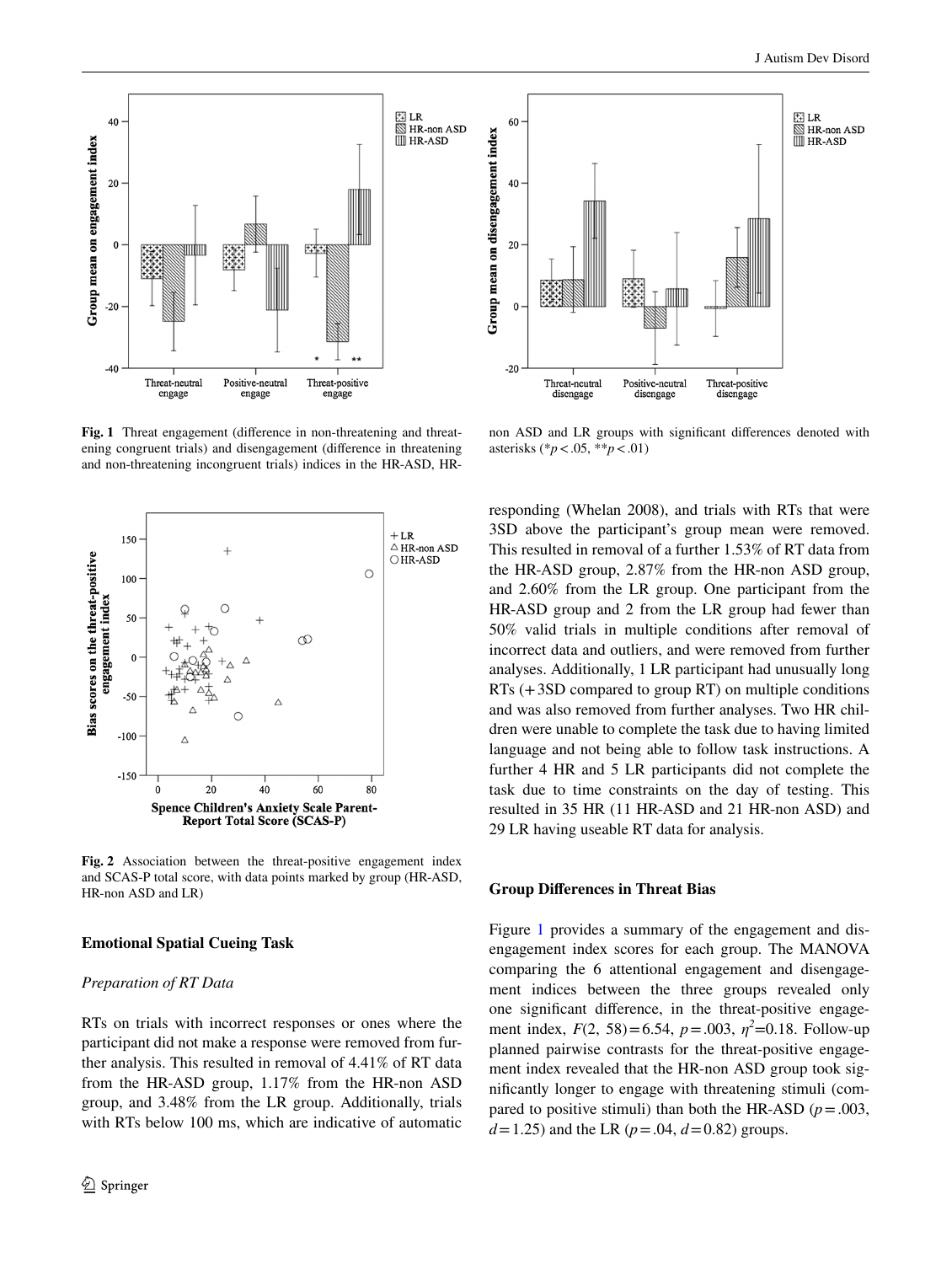**Fig. 1** Threat engagement (difference in non-threatening and threatening congruent trials) and disengagement (difference in threatening and non-threatening incongruent trials) indices in the HR-ASD, HR-non ASD and LR groups with significant differences denoted with asterisks (\*$p<.05$, \*\*$p<.01$)

**Fig. 2** Association between the threat-positive engagement index and SCAS-P total score, with data points marked by group (HR-ASD, HR-non ASD and LR)

### Emotional Spatial Cueing Task

#### *Preparation of RT Data*

RTs on trials with incorrect responses or ones where the participant did not make a response were removed from further analysis. This resulted in removal of 4.41% of RT data from the HR-ASD group, 1.17% from the HR-non ASD group, and 3.48% from the LR group. Additionally, trials with RTs below 100 ms, which are indicative of automatic responding (Whelan 2008), and trials with RTs that were 3SD above the participant's group mean were removed. This resulted in removal of a further 1.53% of RT data from the HR-ASD group, 2.87% from the HR-non ASD group, and 2.60% from the LR group. One participant from the HR-ASD group and 2 from the LR group had fewer than 50% valid trials in multiple conditions after removal of incorrect data and outliers, and were removed from further analyses. Additionally, 1 LR participant had unusually long RTs (+ 3SD compared to group RT) on multiple conditions and was also removed from further analyses. Two HR children were unable to complete the task due to having limited language and not being able to follow task instructions. A further 4 HR and 5 LR participants did not complete the task due to time constraints on the day of testing. This resulted in 35 HR (11 HR-ASD and 21 HR-non ASD) and 29 LR having useable RT data for analysis.

### Group Differences in Threat Bias

Figure 1 provides a summary of the engagement and disengagement index scores for each group. The MANOVA comparing the 6 attentional engagement and disengagement indices between the three groups revealed only one significant difference, in the threat-positive engagement index, $F(2, 58)=6.54$, $p=.003$, $\eta^2=0.18$. Follow-up planned pairwise contrasts for the threat-positive engagement index revealed that the HR-non ASD group took significantly longer to engage with threatening stimuli (compared to positive stimuli) than both the HR-ASD ($p=.003$, $d=1.25$) and the LR ($p=.04$, $d=0.82$) groups.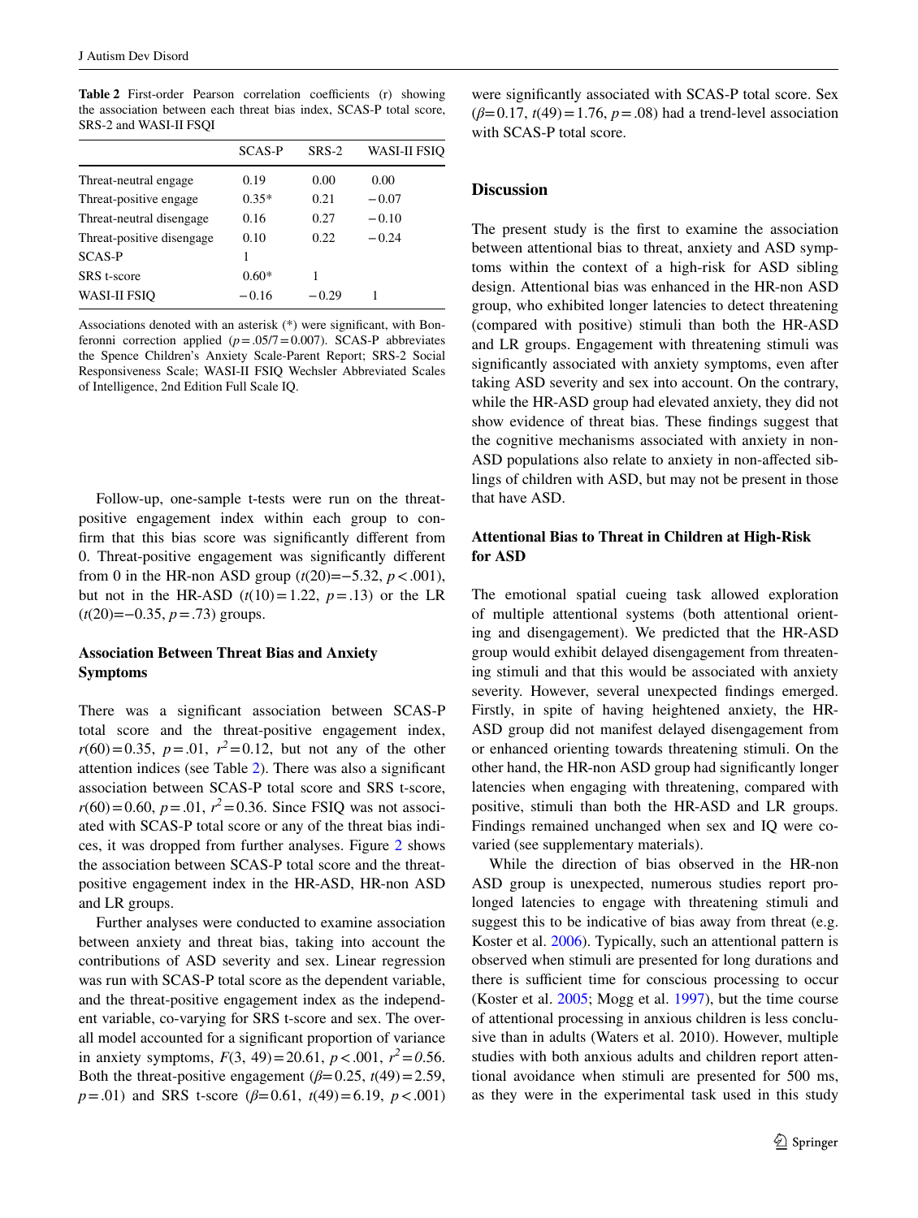**Table 2** First-order Pearson correlation coefficients (r) showing the association between each threat bias index, SCAS-P total score, SRS-2 and WASI-II FSQI

| | SCAS-P | SRS-2 | WASI-II FSIQ |
|---|---|---|---|
| Threat-neutral engage | 0.19 | 0.00 | 0.00 |
| Threat-positive engage | 0.35* | 0.21 | −0.07 |
| Threat-neutral disengage | 0.16 | 0.27 | −0.10 |
| Threat-positive disengage | 0.10 | 0.22 | −0.24 |
| SCAS-P | 1 | | |
| SRS t-score | 0.60* | 1 | |
| WASI-II FSIQ | −0.16 | −0.29 | 1 |

Associations denoted with an asterisk (*) were significant, with Bonferonni correction applied ($p = .05/7 = 0.007$). SCAS-P abbreviates the Spence Children's Anxiety Scale-Parent Report; SRS-2 Social Responsiveness Scale; WASI-II FSIQ Wechsler Abbreviated Scales of Intelligence, 2nd Edition Full Scale IQ.

Follow-up, one-sample t-tests were run on the threat-positive engagement index within each group to confirm that this bias score was significantly different from 0. Threat-positive engagement was significantly different from 0 in the HR-non ASD group ($t(20) = -5.32$, $p < .001$), but not in the HR-ASD ($t(10) = 1.22$, $p = .13$) or the LR ($t(20) = -0.35$, $p = .73$) groups.

### Association Between Threat Bias and Anxiety Symptoms

There was a significant association between SCAS-P total score and the threat-positive engagement index, $r(60) = 0.35$, $p = .01$, $r^2 = 0.12$, but not any of the other attention indices (see Table 2). There was also a significant association between SCAS-P total score and SRS t-score, $r(60) = 0.60$, $p = .01$, $r^2 = 0.36$. Since FSIQ was not associated with SCAS-P total score or any of the threat bias indices, it was dropped from further analyses. Figure 2 shows the association between SCAS-P total score and the threat-positive engagement index in the HR-ASD, HR-non ASD and LR groups.

Further analyses were conducted to examine association between anxiety and threat bias, taking into account the contributions of ASD severity and sex. Linear regression was run with SCAS-P total score as the dependent variable, and the threat-positive engagement index as the independent variable, co-varying for SRS t-score and sex. The overall model accounted for a significant proportion of variance in anxiety symptoms, $F(3, 49) = 20.61$, $p < .001$, $r^2 = 0.56$. Both the threat-positive engagement ($\beta = 0.25$, $t(49) = 2.59$, $p = .01$) and SRS t-score ($\beta = 0.61$, $t(49) = 6.19$, $p < .001$) were significantly associated with SCAS-P total score. Sex ($\beta = 0.17$, $t(49) = 1.76$, $p = .08$) had a trend-level association with SCAS-P total score.

## Discussion

The present study is the first to examine the association between attentional bias to threat, anxiety and ASD symptoms within the context of a high-risk for ASD sibling design. Attentional bias was enhanced in the HR-non ASD group, who exhibited longer latencies to detect threatening (compared with positive) stimuli than both the HR-ASD and LR groups. Engagement with threatening stimuli was significantly associated with anxiety symptoms, even after taking ASD severity and sex into account. On the contrary, while the HR-ASD group had elevated anxiety, they did not show evidence of threat bias. These findings suggest that the cognitive mechanisms associated with anxiety in non-ASD populations also relate to anxiety in non-affected siblings of children with ASD, but may not be present in those that have ASD.

### Attentional Bias to Threat in Children at High-Risk for ASD

The emotional spatial cueing task allowed exploration of multiple attentional systems (both attentional orienting and disengagement). We predicted that the HR-ASD group would exhibit delayed disengagement from threatening stimuli and that this would be associated with anxiety severity. However, several unexpected findings emerged. Firstly, in spite of having heightened anxiety, the HR-ASD group did not manifest delayed disengagement from or enhanced orienting towards threatening stimuli. On the other hand, the HR-non ASD group had significantly longer latencies when engaging with threatening, compared with positive, stimuli than both the HR-ASD and LR groups. Findings remained unchanged when sex and IQ were co-varied (see supplementary materials).

While the direction of bias observed in the HR-non ASD group is unexpected, numerous studies report prolonged latencies to engage with threatening stimuli and suggest this to be indicative of bias away from threat (e.g. Koster et al. 2006). Typically, such an attentional pattern is observed when stimuli are presented for long durations and there is sufficient time for conscious processing to occur (Koster et al. 2005; Mogg et al. 1997), but the time course of attentional processing in anxious children is less conclusive than in adults (Waters et al. 2010). However, multiple studies with both anxious adults and children report attentional avoidance when stimuli are presented for 500 ms, as they were in the experimental task used in this study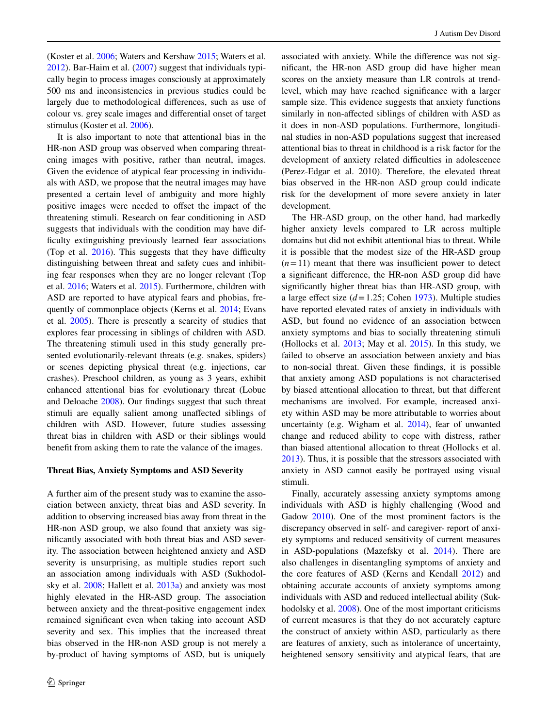(Koster et al. 2006; Waters and Kershaw 2015; Waters et al. 2012). Bar-Haim et al. (2007) suggest that individuals typically begin to process images consciously at approximately 500 ms and inconsistencies in previous studies could be largely due to methodological differences, such as use of colour vs. grey scale images and differential onset of target stimulus (Koster et al. 2006).

It is also important to note that attentional bias in the HR-non ASD group was observed when comparing threatening images with positive, rather than neutral, images. Given the evidence of atypical fear processing in individuals with ASD, we propose that the neutral images may have presented a certain level of ambiguity and more highly positive images were needed to offset the impact of the threatening stimuli. Research on fear conditioning in ASD suggests that individuals with the condition may have difficulty extinguishing previously learned fear associations (Top et al. 2016). This suggests that they have difficulty distinguishing between threat and safety cues and inhibiting fear responses when they are no longer relevant (Top et al. 2016; Waters et al. 2015). Furthermore, children with ASD are reported to have atypical fears and phobias, frequently of commonplace objects (Kerns et al. 2014; Evans et al. 2005). There is presently a scarcity of studies that explores fear processing in siblings of children with ASD. The threatening stimuli used in this study generally presented evolutionarily-relevant threats (e.g. snakes, spiders) or scenes depicting physical threat (e.g. injections, car crashes). Preschool children, as young as 3 years, exhibit enhanced attentional bias for evolutionary threat (Lobue and Deloache 2008). Our findings suggest that such threat stimuli are equally salient among unaffected siblings of children with ASD. However, future studies assessing threat bias in children with ASD or their siblings would benefit from asking them to rate the valance of the images.

### Threat Bias, Anxiety Symptoms and ASD Severity

A further aim of the present study was to examine the association between anxiety, threat bias and ASD severity. In addition to observing increased bias away from threat in the HR-non ASD group, we also found that anxiety was significantly associated with both threat bias and ASD severity. The association between heightened anxiety and ASD severity is unsurprising, as multiple studies report such an association among individuals with ASD (Sukhodolsky et al. 2008; Hallett et al. 2013a) and anxiety was most highly elevated in the HR-ASD group. The association between anxiety and the threat-positive engagement index remained significant even when taking into account ASD severity and sex. This implies that the increased threat bias observed in the HR-non ASD group is not merely a by-product of having symptoms of ASD, but is uniquely associated with anxiety. While the difference was not significant, the HR-non ASD group did have higher mean scores on the anxiety measure than LR controls at trend-level, which may have reached significance with a larger sample size. This evidence suggests that anxiety functions similarly in non-affected siblings of children with ASD as it does in non-ASD populations. Furthermore, longitudinal studies in non-ASD populations suggest that increased attentional bias to threat in childhood is a risk factor for the development of anxiety related difficulties in adolescence (Perez-Edgar et al. 2010). Therefore, the elevated threat bias observed in the HR-non ASD group could indicate risk for the development of more severe anxiety in later development.

The HR-ASD group, on the other hand, had markedly higher anxiety levels compared to LR across multiple domains but did not exhibit attentional bias to threat. While it is possible that the modest size of the HR-ASD group ($n = 11$) meant that there was insufficient power to detect a significant difference, the HR-non ASD group did have significantly higher threat bias than HR-ASD group, with a large effect size ($d = 1.25$; Cohen 1973). Multiple studies have reported elevated rates of anxiety in individuals with ASD, but found no evidence of an association between anxiety symptoms and bias to socially threatening stimuli (Hollocks et al. 2013; May et al. 2015). In this study, we failed to observe an association between anxiety and bias to non-social threat. Given these findings, it is possible that anxiety among ASD populations is not characterised by biased attentional allocation to threat, but that different mechanisms are involved. For example, increased anxiety within ASD may be more attributable to worries about uncertainty (e.g. Wigham et al. 2014), fear of unwanted change and reduced ability to cope with distress, rather than biased attentional allocation to threat (Hollocks et al. 2013). Thus, it is possible that the stressors associated with anxiety in ASD cannot easily be portrayed using visual stimuli.

Finally, accurately assessing anxiety symptoms among individuals with ASD is highly challenging (Wood and Gadow 2010). One of the most prominent factors is the discrepancy observed in self- and caregiver- report of anxiety symptoms and reduced sensitivity of current measures in ASD-populations (Mazefsky et al. 2014). There are also challenges in disentangling symptoms of anxiety and the core features of ASD (Kerns and Kendall 2012) and obtaining accurate accounts of anxiety symptoms among individuals with ASD and reduced intellectual ability (Sukhodolsky et al. 2008). One of the most important criticisms of current measures is that they do not accurately capture the construct of anxiety within ASD, particularly as there are features of anxiety, such as intolerance of uncertainty, heightened sensory sensitivity and atypical fears, that are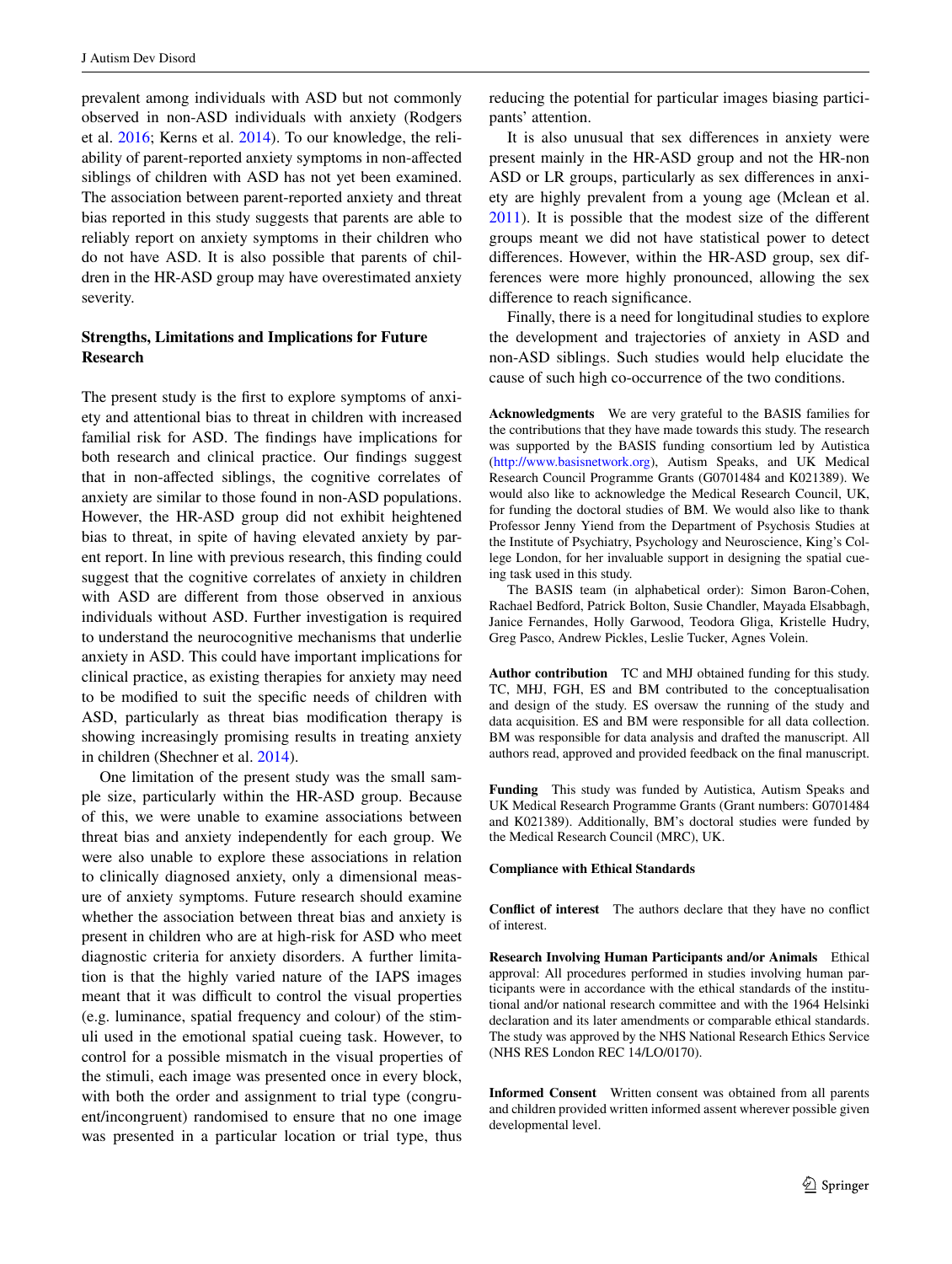prevalent among individuals with ASD but not commonly observed in non-ASD individuals with anxiety (Rodgers et al. 2016; Kerns et al. 2014). To our knowledge, the reliability of parent-reported anxiety symptoms in non-affected siblings of children with ASD has not yet been examined. The association between parent-reported anxiety and threat bias reported in this study suggests that parents are able to reliably report on anxiety symptoms in their children who do not have ASD. It is also possible that parents of children in the HR-ASD group may have overestimated anxiety severity.

### Strengths, Limitations and Implications for Future Research

The present study is the first to explore symptoms of anxiety and attentional bias to threat in children with increased familial risk for ASD. The findings have implications for both research and clinical practice. Our findings suggest that in non-affected siblings, the cognitive correlates of anxiety are similar to those found in non-ASD populations. However, the HR-ASD group did not exhibit heightened bias to threat, in spite of having elevated anxiety by parent report. In line with previous research, this finding could suggest that the cognitive correlates of anxiety in children with ASD are different from those observed in anxious individuals without ASD. Further investigation is required to understand the neurocognitive mechanisms that underlie anxiety in ASD. This could have important implications for clinical practice, as existing therapies for anxiety may need to be modified to suit the specific needs of children with ASD, particularly as threat bias modification therapy is showing increasingly promising results in treating anxiety in children (Shechner et al. 2014).

One limitation of the present study was the small sample size, particularly within the HR-ASD group. Because of this, we were unable to examine associations between threat bias and anxiety independently for each group. We were also unable to explore these associations in relation to clinically diagnosed anxiety, only a dimensional measure of anxiety symptoms. Future research should examine whether the association between threat bias and anxiety is present in children who are at high-risk for ASD who meet diagnostic criteria for anxiety disorders. A further limitation is that the highly varied nature of the IAPS images meant that it was difficult to control the visual properties (e.g. luminance, spatial frequency and colour) of the stimuli used in the emotional spatial cueing task. However, to control for a possible mismatch in the visual properties of the stimuli, each image was presented once in every block, with both the order and assignment to trial type (congruent/incongruent) randomised to ensure that no one image was presented in a particular location or trial type, thus reducing the potential for particular images biasing participants' attention.

It is also unusual that sex differences in anxiety were present mainly in the HR-ASD group and not the HR-non ASD or LR groups, particularly as sex differences in anxiety are highly prevalent from a young age (Mclean et al. 2011). It is possible that the modest size of the different groups meant we did not have statistical power to detect differences. However, within the HR-ASD group, sex differences were more highly pronounced, allowing the sex difference to reach significance.

Finally, there is a need for longitudinal studies to explore the development and trajectories of anxiety in ASD and non-ASD siblings. Such studies would help elucidate the cause of such high co-occurrence of the two conditions.

**Acknowledgments** We are very grateful to the BASIS families for the contributions that they have made towards this study. The research was supported by the BASIS funding consortium led by Autistica (http://www.basisnetwork.org), Autism Speaks, and UK Medical Research Council Programme Grants (G0701484 and K021389). We would also like to acknowledge the Medical Research Council, UK, for funding the doctoral studies of BM. We would also like to thank Professor Jenny Yiend from the Department of Psychosis Studies at the Institute of Psychiatry, Psychology and Neuroscience, King's College London, for her invaluable support in designing the spatial cueing task used in this study.

The BASIS team (in alphabetical order): Simon Baron-Cohen, Rachael Bedford, Patrick Bolton, Susie Chandler, Mayada Elsabbagh, Janice Fernandes, Holly Garwood, Teodora Gliga, Kristelle Hudry, Greg Pasco, Andrew Pickles, Leslie Tucker, Agnes Volein.

**Author contribution** TC and MHJ obtained funding for this study. TC, MHJ, FGH, ES and BM contributed to the conceptualisation and design of the study. ES oversaw the running of the study and data acquisition. ES and BM were responsible for all data collection. BM was responsible for data analysis and drafted the manuscript. All authors read, approved and provided feedback on the final manuscript.

**Funding** This study was funded by Autistica, Autism Speaks and UK Medical Research Programme Grants (Grant numbers: G0701484 and K021389). Additionally, BM's doctoral studies were funded by the Medical Research Council (MRC), UK.

**Compliance with Ethical Standards**

**Conflict of interest** The authors declare that they have no conflict of interest.

**Research Involving Human Participants and/or Animals** Ethical approval: All procedures performed in studies involving human participants were in accordance with the ethical standards of the institutional and/or national research committee and with the 1964 Helsinki declaration and its later amendments or comparable ethical standards. The study was approved by the NHS National Research Ethics Service (NHS RES London REC 14/LO/0170).

**Informed Consent** Written consent was obtained from all parents and children provided written informed assent wherever possible given developmental level.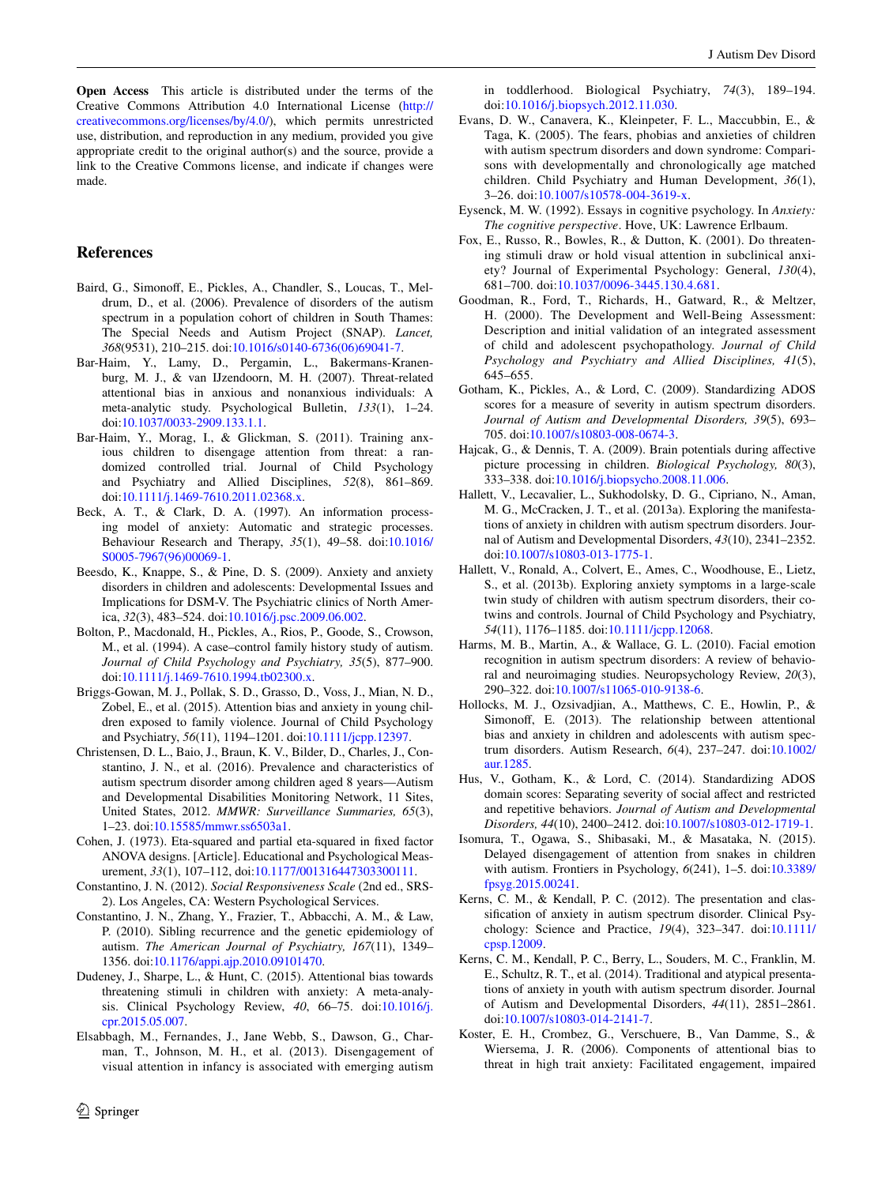**Open Access** This article is distributed under the terms of the Creative Commons Attribution 4.0 International License (http://creativecommons.org/licenses/by/4.0/), which permits unrestricted use, distribution, and reproduction in any medium, provided you give appropriate credit to the original author(s) and the source, provide a link to the Creative Commons license, and indicate if changes were made.

## References

Baird, G., Simonoff, E., Pickles, A., Chandler, S., Loucas, T., Meldrum, D., et al. (2006). Prevalence of disorders of the autism spectrum in a population cohort of children in South Thames: The Special Needs and Autism Project (SNAP). *Lancet, 368*(9531), 210–215. doi:10.1016/s0140-6736(06)69041-7.

Bar-Haim, Y., Lamy, D., Pergamin, L., Bakermans-Kranenburg, M. J., & van IJzendoorn, M. H. (2007). Threat-related attentional bias in anxious and nonanxious individuals: A meta-analytic study. Psychological Bulletin, *133*(1), 1–24. doi:10.1037/0033-2909.133.1.1.

Bar-Haim, Y., Morag, I., & Glickman, S. (2011). Training anxious children to disengage attention from threat: a randomized controlled trial. Journal of Child Psychology and Psychiatry and Allied Disciplines, *52*(8), 861–869. doi:10.1111/j.1469-7610.2011.02368.x.

Beck, A. T., & Clark, D. A. (1997). An information processing model of anxiety: Automatic and strategic processes. Behaviour Research and Therapy, *35*(1), 49–58. doi:10.1016/S0005-7967(96)00069-1.

Beesdo, K., Knappe, S., & Pine, D. S. (2009). Anxiety and anxiety disorders in children and adolescents: Developmental Issues and Implications for DSM-V. The Psychiatric clinics of North America, *32*(3), 483–524. doi:10.1016/j.psc.2009.06.002.

Bolton, P., Macdonald, H., Pickles, A., Rios, P., Goode, S., Crowson, M., et al. (1994). A case–control family history study of autism. *Journal of Child Psychology and Psychiatry, 35*(5), 877–900. doi:10.1111/j.1469-7610.1994.tb02300.x.

Briggs-Gowan, M. J., Pollak, S. D., Grasso, D., Voss, J., Mian, N. D., Zobel, E., et al. (2015). Attention bias and anxiety in young children exposed to family violence. Journal of Child Psychology and Psychiatry, *56*(11), 1194–1201. doi:10.1111/jcpp.12397.

Christensen, D. L., Baio, J., Braun, K. V., Bilder, D., Charles, J., Constantino, J. N., et al. (2016). Prevalence and characteristics of autism spectrum disorder among children aged 8 years—Autism and Developmental Disabilities Monitoring Network, 11 Sites, United States, 2012. *MMWR: Surveillance Summaries, 65*(3), 1–23. doi:10.15585/mmwr.ss6503a1.

Cohen, J. (1973). Eta-squared and partial eta-squared in fixed factor ANOVA designs. [Article]. Educational and Psychological Measurement, *33*(1), 107–112, doi:10.1177/001316447303300111.

Constantino, J. N. (2012). *Social Responsiveness Scale* (2nd ed., SRS-2). Los Angeles, CA: Western Psychological Services.

Constantino, J. N., Zhang, Y., Frazier, T., Abbacchi, A. M., & Law, P. (2010). Sibling recurrence and the genetic epidemiology of autism. *The American Journal of Psychiatry, 167*(11), 1349–1356. doi:10.1176/appi.ajp.2010.09101470.

Dudeney, J., Sharpe, L., & Hunt, C. (2015). Attentional bias towards threatening stimuli in children with anxiety: A meta-analysis. Clinical Psychology Review, *40*, 66–75. doi:10.1016/j.cpr.2015.05.007.

Elsabbagh, M., Fernandes, J., Jane Webb, S., Dawson, G., Charman, T., Johnson, M. H., et al. (2013). Disengagement of visual attention in infancy is associated with emerging autism in toddlerhood. Biological Psychiatry, *74*(3), 189–194. doi:10.1016/j.biopsych.2012.11.030.

Evans, D. W., Canavera, K., Kleinpeter, F. L., Maccubbin, E., & Taga, K. (2005). The fears, phobias and anxieties of children with autism spectrum disorders and down syndrome: Comparisons with developmentally and chronologically age matched children. Child Psychiatry and Human Development, *36*(1), 3–26. doi:10.1007/s10578-004-3619-x.

Eysenck, M. W. (1992). Essays in cognitive psychology. In *Anxiety: The cognitive perspective*. Hove, UK: Lawrence Erlbaum.

Fox, E., Russo, R., Bowles, R., & Dutton, K. (2001). Do threatening stimuli draw or hold visual attention in subclinical anxiety? Journal of Experimental Psychology: General, *130*(4), 681–700. doi:10.1037/0096-3445.130.4.681.

Goodman, R., Ford, T., Richards, H., Gatward, R., & Meltzer, H. (2000). The Development and Well-Being Assessment: Description and initial validation of an integrated assessment of child and adolescent psychopathology. *Journal of Child Psychology and Psychiatry and Allied Disciplines, 41*(5), 645–655.

Gotham, K., Pickles, A., & Lord, C. (2009). Standardizing ADOS scores for a measure of severity in autism spectrum disorders. *Journal of Autism and Developmental Disorders, 39*(5), 693–705. doi:10.1007/s10803-008-0674-3.

Hajcak, G., & Dennis, T. A. (2009). Brain potentials during affective picture processing in children. *Biological Psychology, 80*(3), 333–338. doi:10.1016/j.biopsycho.2008.11.006.

Hallett, V., Lecavalier, L., Sukhodolsky, D. G., Cipriano, N., Aman, M. G., McCracken, J. T., et al. (2013a). Exploring the manifestations of anxiety in children with autism spectrum disorders. Journal of Autism and Developmental Disorders, *43*(10), 2341–2352. doi:10.1007/s10803-013-1775-1.

Hallett, V., Ronald, A., Colvert, E., Ames, C., Woodhouse, E., Lietz, S., et al. (2013b). Exploring anxiety symptoms in a large-scale twin study of children with autism spectrum disorders, their co-twins and controls. Journal of Child Psychology and Psychiatry, *54*(11), 1176–1185. doi:10.1111/jcpp.12068.

Harms, M. B., Martin, A., & Wallace, G. L. (2010). Facial emotion recognition in autism spectrum disorders: A review of behavioral and neuroimaging studies. Neuropsychology Review, *20*(3), 290–322. doi:10.1007/s11065-010-9138-6.

Hollocks, M. J., Ozsivadjian, A., Matthews, C. E., Howlin, P., & Simonoff, E. (2013). The relationship between attentional bias and anxiety in children and adolescents with autism spectrum disorders. Autism Research, *6*(4), 237–247. doi:10.1002/aur.1285.

Hus, V., Gotham, K., & Lord, C. (2014). Standardizing ADOS domain scores: Separating severity of social affect and restricted and repetitive behaviors. *Journal of Autism and Developmental Disorders, 44*(10), 2400–2412. doi:10.1007/s10803-012-1719-1.

Isomura, T., Ogawa, S., Shibasaki, M., & Masataka, N. (2015). Delayed disengagement of attention from snakes in children with autism. Frontiers in Psychology, *6*(241), 1–5. doi:10.3389/fpsyg.2015.00241.

Kerns, C. M., & Kendall, P. C. (2012). The presentation and classification of anxiety in autism spectrum disorder. Clinical Psychology: Science and Practice, *19*(4), 323–347. doi:10.1111/cpsp.12009.

Kerns, C. M., Kendall, P. C., Berry, L., Souders, M. C., Franklin, M. E., Schultz, R. T., et al. (2014). Traditional and atypical presentations of anxiety in youth with autism spectrum disorder. Journal of Autism and Developmental Disorders, *44*(11), 2851–2861. doi:10.1007/s10803-014-2141-7.

Koster, E. H., Crombez, G., Verschuere, B., Van Damme, S., & Wiersema, J. R. (2006). Components of attentional bias to threat in high trait anxiety: Facilitated engagement, impaired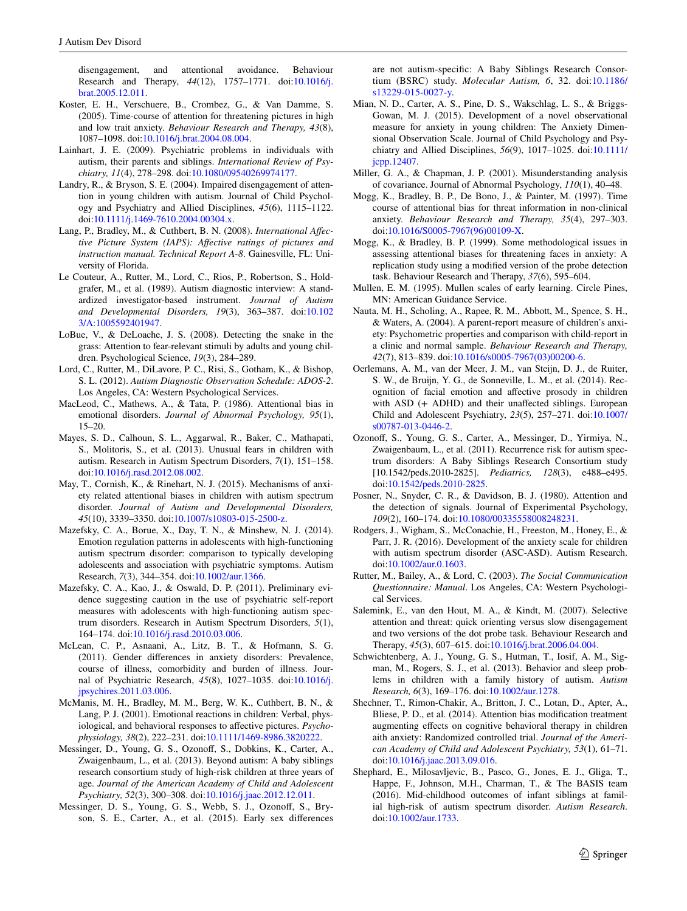disengagement, and attentional avoidance. Behaviour Research and Therapy, *44*(12), 1757–1771. doi:10.1016/j.brat.2005.12.011.

Koster, E. H., Verschuere, B., Crombez, G., & Van Damme, S. (2005). Time-course of attention for threatening pictures in high and low trait anxiety. *Behaviour Research and Therapy, 43*(8), 1087–1098. doi:10.1016/j.brat.2004.08.004.

Lainhart, J. E. (2009). Psychiatric problems in individuals with autism, their parents and siblings. *International Review of Psychiatry, 11*(4), 278–298. doi:10.1080/09540269974177.

Landry, R., & Bryson, S. E. (2004). Impaired disengagement of attention in young children with autism. Journal of Child Psychology and Psychiatry and Allied Disciplines, *45*(6), 1115–1122. doi:10.1111/j.1469-7610.2004.00304.x.

Lang, P., Bradley, M., & Cuthbert, B. N. (2008). *International Affective Picture System (IAPS): Affective ratings of pictures and instruction manual. Technical Report A-8*. Gainesville, FL: University of Florida.

Le Couteur, A., Rutter, M., Lord, C., Rios, P., Robertson, S., Holdgrafer, M., et al. (1989). Autism diagnostic interview: A standardized investigator-based instrument. *Journal of Autism and Developmental Disorders, 19*(3), 363–387. doi:10.1023/A:1005592401947.

LoBue, V., & DeLoache, J. S. (2008). Detecting the snake in the grass: Attention to fear-relevant stimuli by adults and young children. Psychological Science, *19*(3), 284–289.

Lord, C., Rutter, M., DiLavore, P. C., Risi, S., Gotham, K., & Bishop, S. L. (2012). *Autism Diagnostic Observation Schedule: ADOS-2*. Los Angeles, CA: Western Psychological Services.

MacLeod, C., Mathews, A., & Tata, P. (1986). Attentional bias in emotional disorders. *Journal of Abnormal Psychology, 95*(1), 15–20.

Mayes, S. D., Calhoun, S. L., Aggarwal, R., Baker, C., Mathapati, S., Molitoris, S., et al. (2013). Unusual fears in children with autism. Research in Autism Spectrum Disorders, *7*(1), 151–158. doi:10.1016/j.rasd.2012.08.002.

May, T., Cornish, K., & Rinehart, N. J. (2015). Mechanisms of anxiety related attentional biases in children with autism spectrum disorder. *Journal of Autism and Developmental Disorders, 45*(10), 3339–3350. doi:10.1007/s10803-015-2500-z.

Mazefsky, C. A., Borue, X., Day, T. N., & Minshew, N. J. (2014). Emotion regulation patterns in adolescents with high-functioning autism spectrum disorder: comparison to typically developing adolescents and association with psychiatric symptoms. Autism Research, *7*(3), 344–354. doi:10.1002/aur.1366.

Mazefsky, C. A., Kao, J., & Oswald, D. P. (2011). Preliminary evidence suggesting caution in the use of psychiatric self-report measures with adolescents with high-functioning autism spectrum disorders. Research in Autism Spectrum Disorders, *5*(1), 164–174. doi:10.1016/j.rasd.2010.03.006.

McLean, C. P., Asnaani, A., Litz, B. T., & Hofmann, S. G. (2011). Gender differences in anxiety disorders: Prevalence, course of illness, comorbidity and burden of illness. Journal of Psychiatric Research, *45*(8), 1027–1035. doi:10.1016/j.jpsychires.2011.03.006.

McManis, M. H., Bradley, M. M., Berg, W. K., Cuthbert, B. N., & Lang, P. J. (2001). Emotional reactions in children: Verbal, physiological, and behavioral responses to affective pictures. *Psychophysiology, 38*(2), 222–231. doi:10.1111/1469-8986.3820222.

Messinger, D., Young, G. S., Ozonoff, S., Dobkins, K., Carter, A., Zwaigenbaum, L., et al. (2013). Beyond autism: A baby siblings research consortium study of high-risk children at three years of age. *Journal of the American Academy of Child and Adolescent Psychiatry, 52*(3), 300–308. doi:10.1016/j.jaac.2012.12.011.

Messinger, D. S., Young, G. S., Webb, S. J., Ozonoff, S., Bryson, S. E., Carter, A., et al. (2015). Early sex differences are not autism-specific: A Baby Siblings Research Consortium (BSRC) study. *Molecular Autism, 6*, 32. doi:10.1186/s13229-015-0027-y.

Mian, N. D., Carter, A. S., Pine, D. S., Wakschlag, L. S., & Briggs-Gowan, M. J. (2015). Development of a novel observational measure for anxiety in young children: The Anxiety Dimensional Observation Scale. Journal of Child Psychology and Psychiatry and Allied Disciplines, *56*(9), 1017–1025. doi:10.1111/jcpp.12407.

Miller, G. A., & Chapman, J. P. (2001). Misunderstanding analysis of covariance. Journal of Abnormal Psychology, *110*(1), 40–48.

Mogg, K., Bradley, B. P., De Bono, J., & Painter, M. (1997). Time course of attentional bias for threat information in non-clinical anxiety. *Behaviour Research and Therapy, 35*(4), 297–303. doi:10.1016/S0005-7967(96)00109-X.

Mogg, K., & Bradley, B. P. (1999). Some methodological issues in assessing attentional biases for threatening faces in anxiety: A replication study using a modified version of the probe detection task. Behaviour Research and Therapy, *37*(6), 595–604.

Mullen, E. M. (1995). Mullen scales of early learning. Circle Pines, MN: American Guidance Service.

Nauta, M. H., Scholing, A., Rapee, R. M., Abbott, M., Spence, S. H., & Waters, A. (2004). A parent-report measure of children's anxiety: Psychometric properties and comparison with child-report in a clinic and normal sample. *Behaviour Research and Therapy, 42*(7), 813–839. doi:10.1016/s0005-7967(03)00200-6.

Oerlemans, A. M., van der Meer, J. M., van Steijn, D. J., de Ruiter, S. W., de Bruijn, Y. G., de Sonneville, L. M., et al. (2014). Recognition of facial emotion and affective prosody in children with ASD (+ ADHD) and their unaffected siblings. European Child and Adolescent Psychiatry, *23*(5), 257–271. doi:10.1007/s00787-013-0446-2.

Ozonoff, S., Young, G. S., Carter, A., Messinger, D., Yirmiya, N., Zwaigenbaum, L., et al. (2011). Recurrence risk for autism spectrum disorders: A Baby Siblings Research Consortium study [10.1542/peds.2010-2825]. *Pediatrics, 128*(3), e488–e495. doi:10.1542/peds.2010-2825.

Posner, N., Snyder, C. R., & Davidson, B. J. (1980). Attention and the detection of signals. Journal of Experimental Psychology, *109*(2), 160–174. doi:10.1080/00335558008248231.

Rodgers, J., Wigham, S., McConachie, H., Freeston, M., Honey, E., & Parr, J. R. (2016). Development of the anxiety scale for children with autism spectrum disorder (ASC-ASD). Autism Research. doi:10.1002/aur.0.1603.

Rutter, M., Bailey, A., & Lord, C. (2003). *The Social Communication Questionnaire: Manual*. Los Angeles, CA: Western Psychological Services.

Salemink, E., van den Hout, M. A., & Kindt, M. (2007). Selective attention and threat: quick orienting versus slow disengagement and two versions of the dot probe task. Behaviour Research and Therapy, *45*(3), 607–615. doi:10.1016/j.brat.2006.04.004.

Schwichtenberg, A. J., Young, G. S., Hutman, T., Iosif, A. M., Sigman, M., Rogers, S. J., et al. (2013). Behavior and sleep problems in children with a family history of autism. *Autism Research, 6*(3), 169–176. doi:10.1002/aur.1278.

Shechner, T., Rimon-Chakir, A., Britton, J. C., Lotan, D., Apter, A., Bliese, P. D., et al. (2014). Attention bias modification treatment augmenting effects on cognitive behavioral therapy in children aith anxiety: Randomized controlled trial. *Journal of the American Academy of Child and Adolescent Psychiatry, 53*(1), 61–71. doi:10.1016/j.jaac.2013.09.016.

Shephard, E., Milosavljevic, B., Pasco, G., Jones, E. J., Gliga, T., Happe, F., Johnson, M.H., Charman, T., & The BASIS team (2016). Mid-childhood outcomes of infant siblings at familial high-risk of autism spectrum disorder. *Autism Research*. doi:10.1002/aur.1733.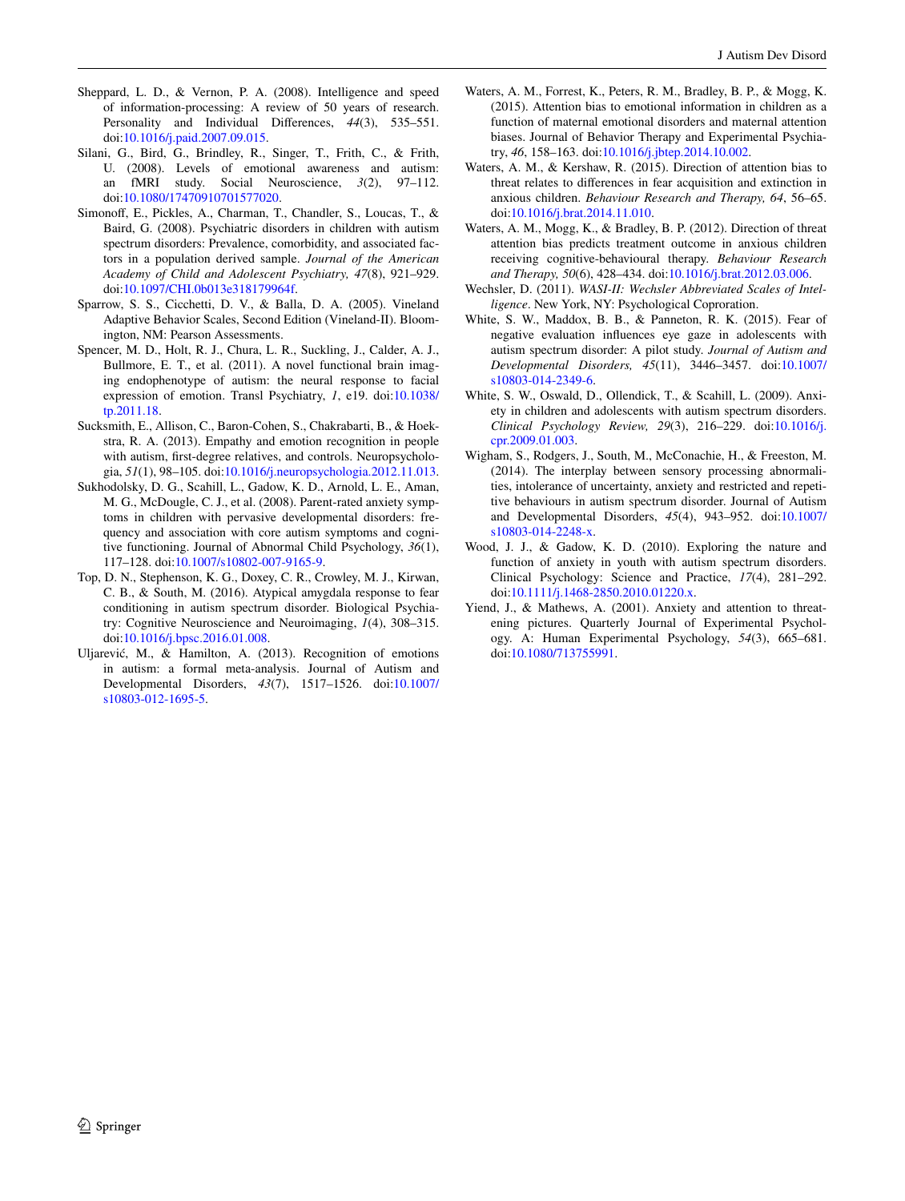Sheppard, L. D., & Vernon, P. A. (2008). Intelligence and speed of information-processing: A review of 50 years of research. Personality and Individual Differences, *44*(3), 535–551. doi:10.1016/j.paid.2007.09.015.

Silani, G., Bird, G., Brindley, R., Singer, T., Frith, C., & Frith, U. (2008). Levels of emotional awareness and autism: an fMRI study. Social Neuroscience, *3*(2), 97–112. doi:10.1080/17470910701577020.

Simonoff, E., Pickles, A., Charman, T., Chandler, S., Loucas, T., & Baird, G. (2008). Psychiatric disorders in children with autism spectrum disorders: Prevalence, comorbidity, and associated factors in a population derived sample. *Journal of the American Academy of Child and Adolescent Psychiatry, 47*(8), 921–929. doi:10.1097/CHI.0b013e318179964f.

Sparrow, S. S., Cicchetti, D. V., & Balla, D. A. (2005). Vineland Adaptive Behavior Scales, Second Edition (Vineland-II). Bloomington, NM: Pearson Assessments.

Spencer, M. D., Holt, R. J., Chura, L. R., Suckling, J., Calder, A. J., Bullmore, E. T., et al. (2011). A novel functional brain imaging endophenotype of autism: the neural response to facial expression of emotion. Transl Psychiatry, *1*, e19. doi:10.1038/tp.2011.18.

Sucksmith, E., Allison, C., Baron-Cohen, S., Chakrabarti, B., & Hoekstra, R. A. (2013). Empathy and emotion recognition in people with autism, first-degree relatives, and controls. Neuropsychologia, *51*(1), 98–105. doi:10.1016/j.neuropsychologia.2012.11.013.

Sukhodolsky, D. G., Scahill, L., Gadow, K. D., Arnold, L. E., Aman, M. G., McDougle, C. J., et al. (2008). Parent-rated anxiety symptoms in children with pervasive developmental disorders: frequency and association with core autism symptoms and cognitive functioning. Journal of Abnormal Child Psychology, *36*(1), 117–128. doi:10.1007/s10802-007-9165-9.

Top, D. N., Stephenson, K. G., Doxey, C. R., Crowley, M. J., Kirwan, C. B., & South, M. (2016). Atypical amygdala response to fear conditioning in autism spectrum disorder. Biological Psychiatry: Cognitive Neuroscience and Neuroimaging, *1*(4), 308–315. doi:10.1016/j.bpsc.2016.01.008.

Uljarević, M., & Hamilton, A. (2013). Recognition of emotions in autism: a formal meta-analysis. Journal of Autism and Developmental Disorders, *43*(7), 1517–1526. doi:10.1007/s10803-012-1695-5.

Waters, A. M., Forrest, K., Peters, R. M., Bradley, B. P., & Mogg, K. (2015). Attention bias to emotional information in children as a function of maternal emotional disorders and maternal attention biases. Journal of Behavior Therapy and Experimental Psychiatry, *46*, 158–163. doi:10.1016/j.jbtep.2014.10.002.

Waters, A. M., & Kershaw, R. (2015). Direction of attention bias to threat relates to differences in fear acquisition and extinction in anxious children. *Behaviour Research and Therapy, 64*, 56–65. doi:10.1016/j.brat.2014.11.010.

Waters, A. M., Mogg, K., & Bradley, B. P. (2012). Direction of threat attention bias predicts treatment outcome in anxious children receiving cognitive-behavioural therapy. *Behaviour Research and Therapy, 50*(6), 428–434. doi:10.1016/j.brat.2012.03.006.

Wechsler, D. (2011). *WASI-II: Wechsler Abbreviated Scales of Intelligence*. New York, NY: Psychological Coproration.

White, S. W., Maddox, B. B., & Panneton, R. K. (2015). Fear of negative evaluation influences eye gaze in adolescents with autism spectrum disorder: A pilot study. *Journal of Autism and Developmental Disorders, 45*(11), 3446–3457. doi:10.1007/s10803-014-2349-6.

White, S. W., Oswald, D., Ollendick, T., & Scahill, L. (2009). Anxiety in children and adolescents with autism spectrum disorders. *Clinical Psychology Review, 29*(3), 216–229. doi:10.1016/j.cpr.2009.01.003.

Wigham, S., Rodgers, J., South, M., McConachie, H., & Freeston, M. (2014). The interplay between sensory processing abnormalities, intolerance of uncertainty, anxiety and restricted and repetitive behaviours in autism spectrum disorder. Journal of Autism and Developmental Disorders, *45*(4), 943–952. doi:10.1007/s10803-014-2248-x.

Wood, J. J., & Gadow, K. D. (2010). Exploring the nature and function of anxiety in youth with autism spectrum disorders. Clinical Psychology: Science and Practice, *17*(4), 281–292. doi:10.1111/j.1468-2850.2010.01220.x.

Yiend, J., & Mathews, A. (2001). Anxiety and attention to threatening pictures. Quarterly Journal of Experimental Psychology. A: Human Experimental Psychology, *54*(3), 665–681. doi:10.1080/713755991.